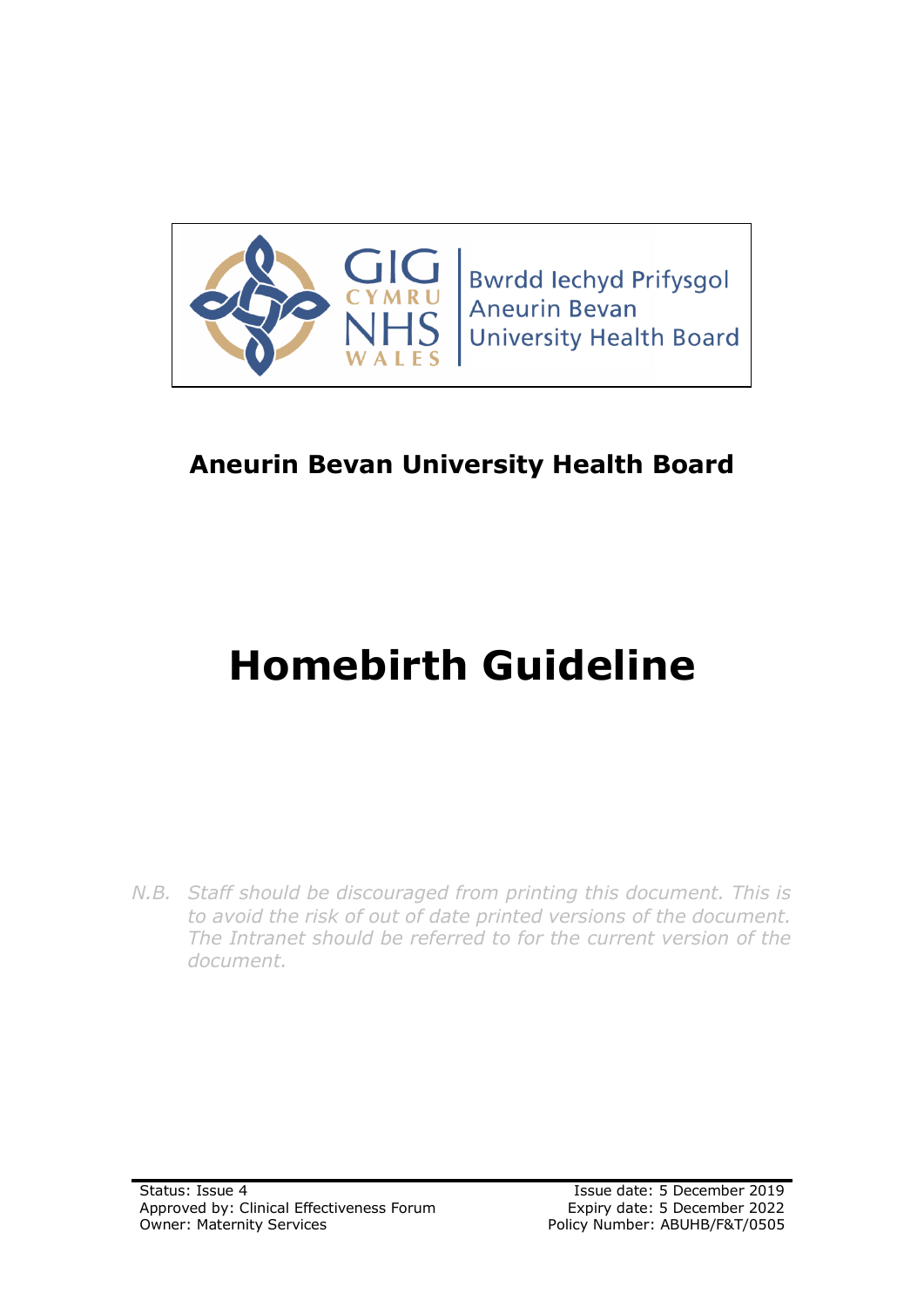Bwrdd Iechyd Prifysgol Aneurin Bevan University Health Board

GIG CYMRU NHS WALES

**Aneurin Bevan University Health Board**

# Homebirth Guideline

*N.B. Staff should be discouraged from printing this document. This is to avoid the risk of out of date printed versions of the document. The Intranet should be referred to for the current version of the document.*

Status: Issue 4
Approved by: Clinical Effectiveness Forum
Owner: Maternity Services

Issue date: 5 December 2019
Expiry date: 5 December 2022
Policy Number: ABUHB/F&T/0505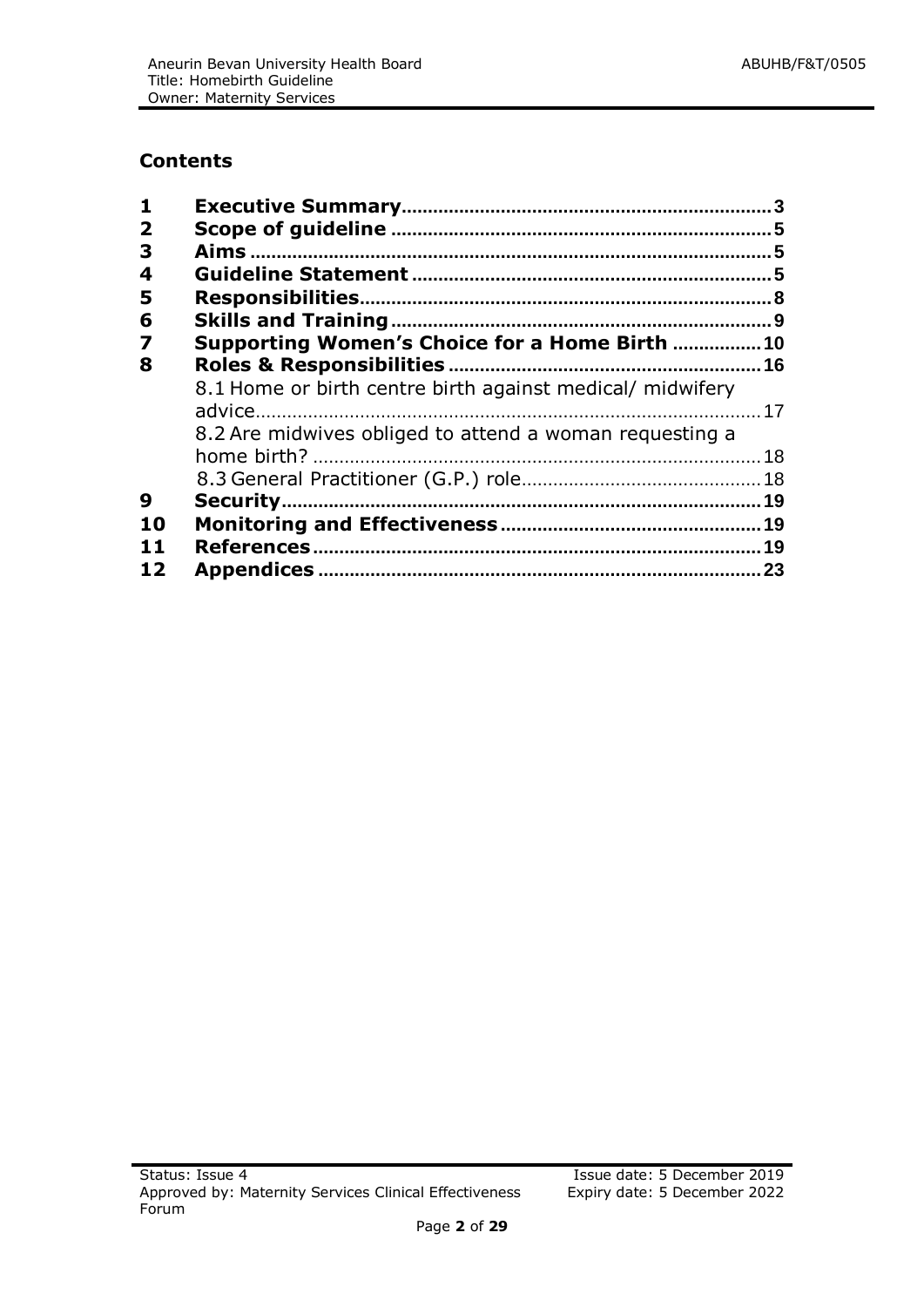## Contents

| | | |
|---|---|---|
| **1** | **Executive Summary** | **3** |
| **2** | **Scope of guideline** | **5** |
| **3** | **Aims** | **5** |
| **4** | **Guideline Statement** | **5** |
| **5** | **Responsibilities** | **8** |
| **6** | **Skills and Training** | **9** |
| **7** | **Supporting Women's Choice for a Home Birth** | **10** |
| **8** | **Roles & Responsibilities** | **16** |
| | 8.1 Home or birth centre birth against medical/ midwifery advice | 17 |
| | 8.2 Are midwives obliged to attend a woman requesting a home birth? | 18 |
| | 8.3 General Practitioner (G.P.) role | 18 |
| **9** | **Security** | **19** |
| **10** | **Monitoring and Effectiveness** | **19** |
| **11** | **References** | **19** |
| **12** | **Appendices** | **23** |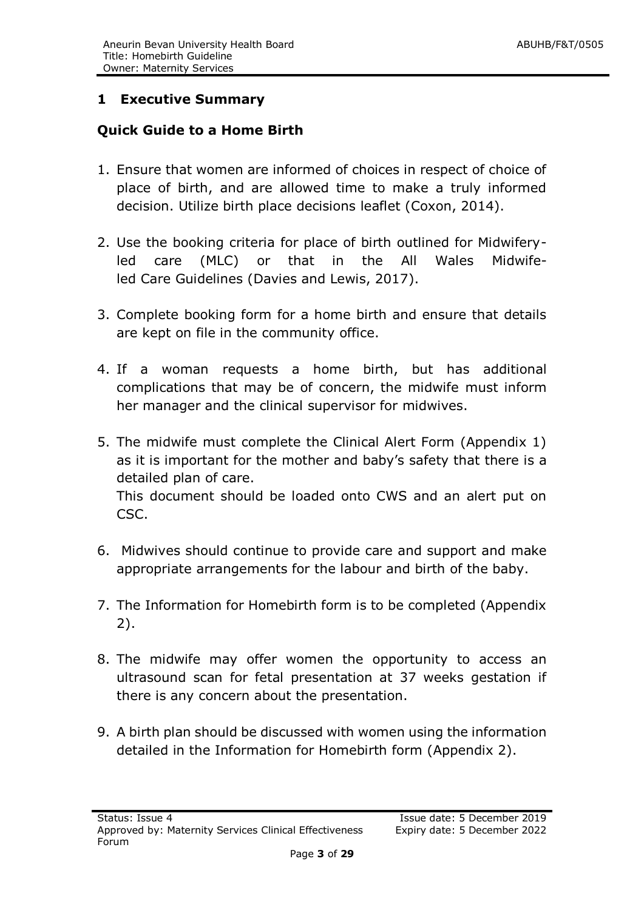## 1 Executive Summary

### Quick Guide to a Home Birth

1. Ensure that women are informed of choices in respect of choice of place of birth, and are allowed time to make a truly informed decision. Utilize birth place decisions leaflet (Coxon, 2014).

2. Use the booking criteria for place of birth outlined for Midwifery-led care (MLC) or that in the All Wales Midwife-led Care Guidelines (Davies and Lewis, 2017).

3. Complete booking form for a home birth and ensure that details are kept on file in the community office.

4. If a woman requests a home birth, but has additional complications that may be of concern, the midwife must inform her manager and the clinical supervisor for midwives.

5. The midwife must complete the Clinical Alert Form (Appendix 1) as it is important for the mother and baby's safety that there is a detailed plan of care.
   This document should be loaded onto CWS and an alert put on CSC.

6. Midwives should continue to provide care and support and make appropriate arrangements for the labour and birth of the baby.

7. The Information for Homebirth form is to be completed (Appendix 2).

8. The midwife may offer women the opportunity to access an ultrasound scan for fetal presentation at 37 weeks gestation if there is any concern about the presentation.

9. A birth plan should be discussed with women using the information detailed in the Information for Homebirth form (Appendix 2).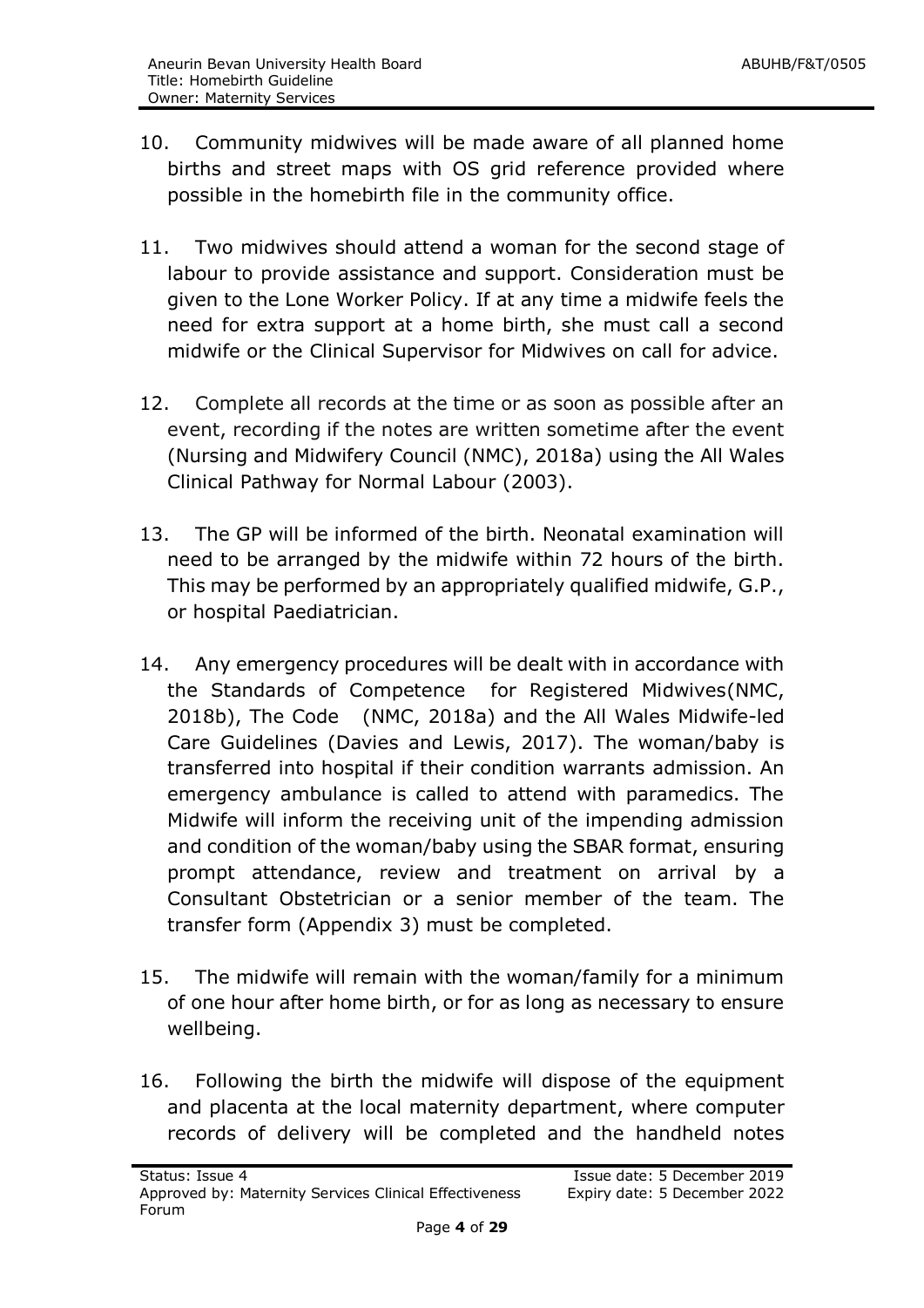10. Community midwives will be made aware of all planned home births and street maps with OS grid reference provided where possible in the homebirth file in the community office.

11. Two midwives should attend a woman for the second stage of labour to provide assistance and support. Consideration must be given to the Lone Worker Policy. If at any time a midwife feels the need for extra support at a home birth, she must call a second midwife or the Clinical Supervisor for Midwives on call for advice.

12. Complete all records at the time or as soon as possible after an event, recording if the notes are written sometime after the event (Nursing and Midwifery Council (NMC), 2018a) using the All Wales Clinical Pathway for Normal Labour (2003).

13. The GP will be informed of the birth. Neonatal examination will need to be arranged by the midwife within 72 hours of the birth. This may be performed by an appropriately qualified midwife, G.P., or hospital Paediatrician.

14. Any emergency procedures will be dealt with in accordance with the Standards of Competence for Registered Midwives(NMC, 2018b), The Code (NMC, 2018a) and the All Wales Midwife-led Care Guidelines (Davies and Lewis, 2017). The woman/baby is transferred into hospital if their condition warrants admission. An emergency ambulance is called to attend with paramedics. The Midwife will inform the receiving unit of the impending admission and condition of the woman/baby using the SBAR format, ensuring prompt attendance, review and treatment on arrival by a Consultant Obstetrician or a senior member of the team. The transfer form (Appendix 3) must be completed.

15. The midwife will remain with the woman/family for a minimum of one hour after home birth, or for as long as necessary to ensure wellbeing.

16. Following the birth the midwife will dispose of the equipment and placenta at the local maternity department, where computer records of delivery will be completed and the handheld notes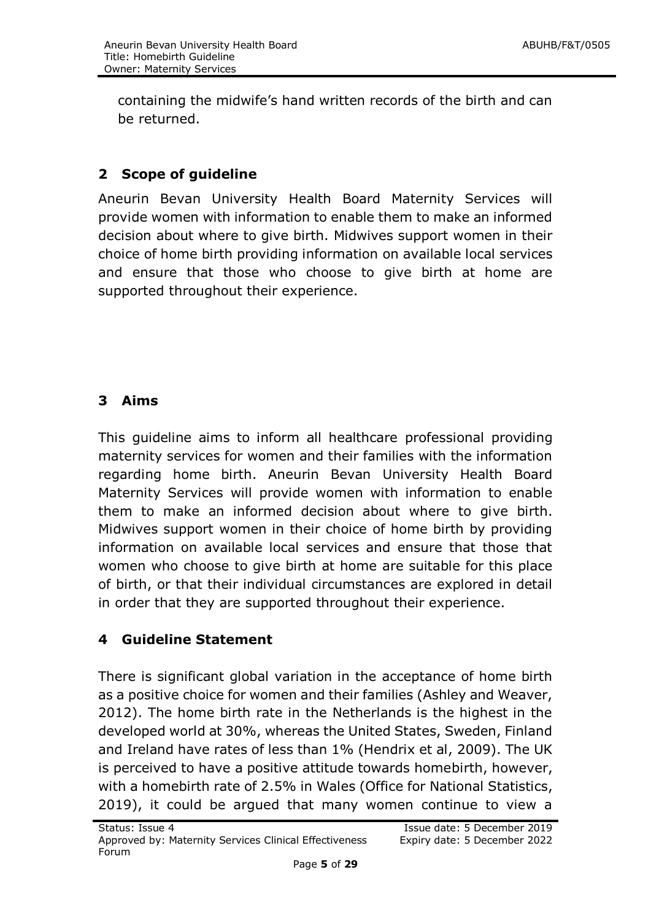containing the midwife's hand written records of the birth and can be returned.

## 2 Scope of guideline

Aneurin Bevan University Health Board Maternity Services will provide women with information to enable them to make an informed decision about where to give birth. Midwives support women in their choice of home birth providing information on available local services and ensure that those who choose to give birth at home are supported throughout their experience.

## 3 Aims

This guideline aims to inform all healthcare professional providing maternity services for women and their families with the information regarding home birth. Aneurin Bevan University Health Board Maternity Services will provide women with information to enable them to make an informed decision about where to give birth. Midwives support women in their choice of home birth by providing information on available local services and ensure that those that women who choose to give birth at home are suitable for this place of birth, or that their individual circumstances are explored in detail in order that they are supported throughout their experience.

## 4 Guideline Statement

There is significant global variation in the acceptance of home birth as a positive choice for women and their families (Ashley and Weaver, 2012). The home birth rate in the Netherlands is the highest in the developed world at 30%, whereas the United States, Sweden, Finland and Ireland have rates of less than 1% (Hendrix et al, 2009). The UK is perceived to have a positive attitude towards homebirth, however, with a homebirth rate of 2.5% in Wales (Office for National Statistics, 2019), it could be argued that many women continue to view a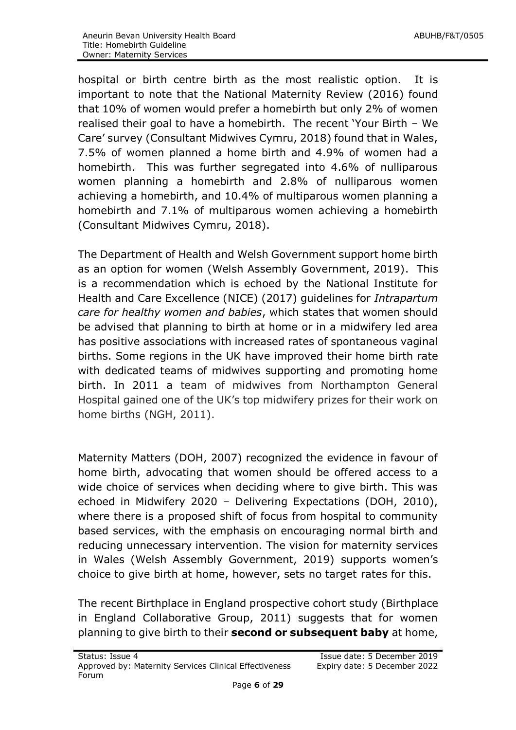hospital or birth centre birth as the most realistic option. It is important to note that the National Maternity Review (2016) found that 10% of women would prefer a homebirth but only 2% of women realised their goal to have a homebirth. The recent 'Your Birth – We Care' survey (Consultant Midwives Cymru, 2018) found that in Wales, 7.5% of women planned a home birth and 4.9% of women had a homebirth. This was further segregated into 4.6% of nulliparous women planning a homebirth and 2.8% of nulliparous women achieving a homebirth, and 10.4% of multiparous women planning a homebirth and 7.1% of multiparous women achieving a homebirth (Consultant Midwives Cymru, 2018).

The Department of Health and Welsh Government support home birth as an option for women (Welsh Assembly Government, 2019). This is a recommendation which is echoed by the National Institute for Health and Care Excellence (NICE) (2017) guidelines for *Intrapartum care for healthy women and babies*, which states that women should be advised that planning to birth at home or in a midwifery led area has positive associations with increased rates of spontaneous vaginal births. Some regions in the UK have improved their home birth rate with dedicated teams of midwives supporting and promoting home birth. In 2011 a team of midwives from Northampton General Hospital gained one of the UK's top midwifery prizes for their work on home births (NGH, 2011).

Maternity Matters (DOH, 2007) recognized the evidence in favour of home birth, advocating that women should be offered access to a wide choice of services when deciding where to give birth. This was echoed in Midwifery 2020 – Delivering Expectations (DOH, 2010), where there is a proposed shift of focus from hospital to community based services, with the emphasis on encouraging normal birth and reducing unnecessary intervention. The vision for maternity services in Wales (Welsh Assembly Government, 2019) supports women's choice to give birth at home, however, sets no target rates for this.

The recent Birthplace in England prospective cohort study (Birthplace in England Collaborative Group, 2011) suggests that for women planning to give birth to their **second or subsequent baby** at home,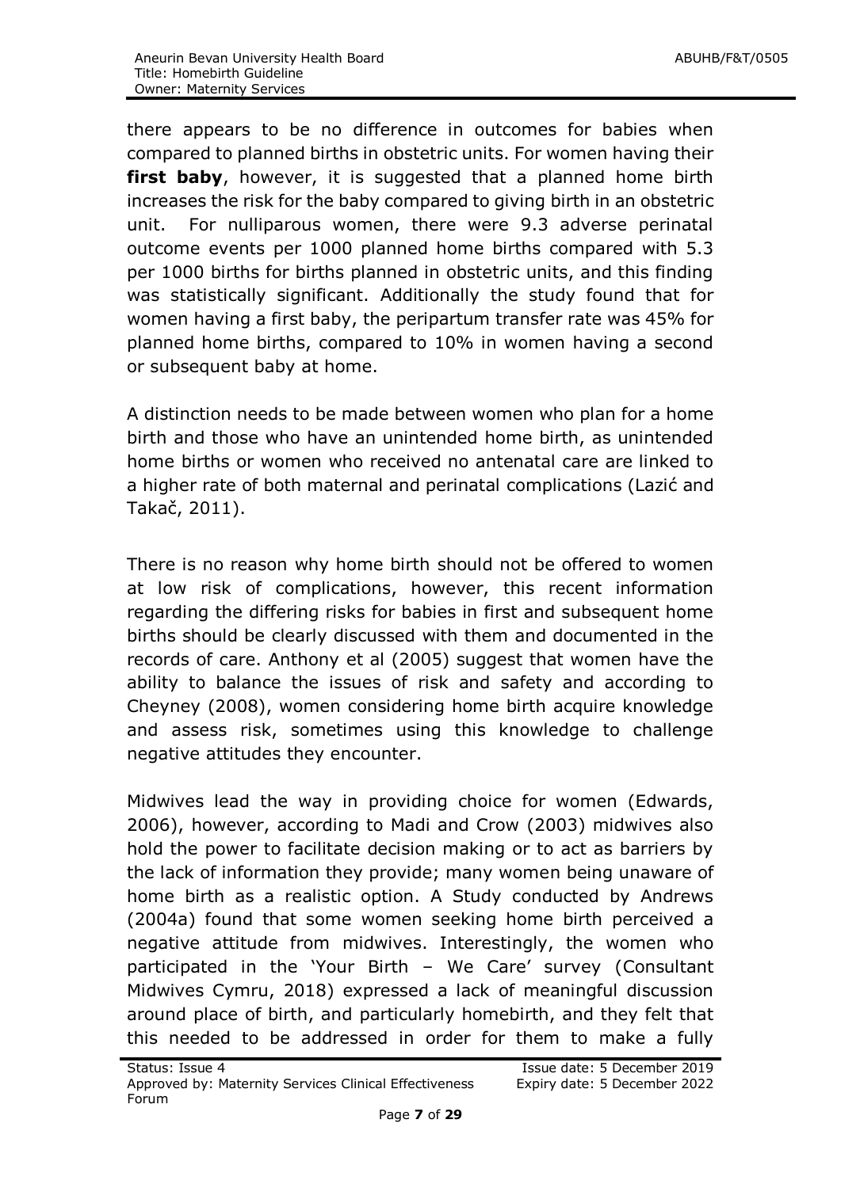there appears to be no difference in outcomes for babies when compared to planned births in obstetric units. For women having their **first baby**, however, it is suggested that a planned home birth increases the risk for the baby compared to giving birth in an obstetric unit. For nulliparous women, there were 9.3 adverse perinatal outcome events per 1000 planned home births compared with 5.3 per 1000 births for births planned in obstetric units, and this finding was statistically significant. Additionally the study found that for women having a first baby, the peripartum transfer rate was 45% for planned home births, compared to 10% in women having a second or subsequent baby at home.

A distinction needs to be made between women who plan for a home birth and those who have an unintended home birth, as unintended home births or women who received no antenatal care are linked to a higher rate of both maternal and perinatal complications (Lazić and Takač, 2011).

There is no reason why home birth should not be offered to women at low risk of complications, however, this recent information regarding the differing risks for babies in first and subsequent home births should be clearly discussed with them and documented in the records of care. Anthony et al (2005) suggest that women have the ability to balance the issues of risk and safety and according to Cheyney (2008), women considering home birth acquire knowledge and assess risk, sometimes using this knowledge to challenge negative attitudes they encounter.

Midwives lead the way in providing choice for women (Edwards, 2006), however, according to Madi and Crow (2003) midwives also hold the power to facilitate decision making or to act as barriers by the lack of information they provide; many women being unaware of home birth as a realistic option. A Study conducted by Andrews (2004a) found that some women seeking home birth perceived a negative attitude from midwives. Interestingly, the women who participated in the 'Your Birth – We Care' survey (Consultant Midwives Cymru, 2018) expressed a lack of meaningful discussion around place of birth, and particularly homebirth, and they felt that this needed to be addressed in order for them to make a fully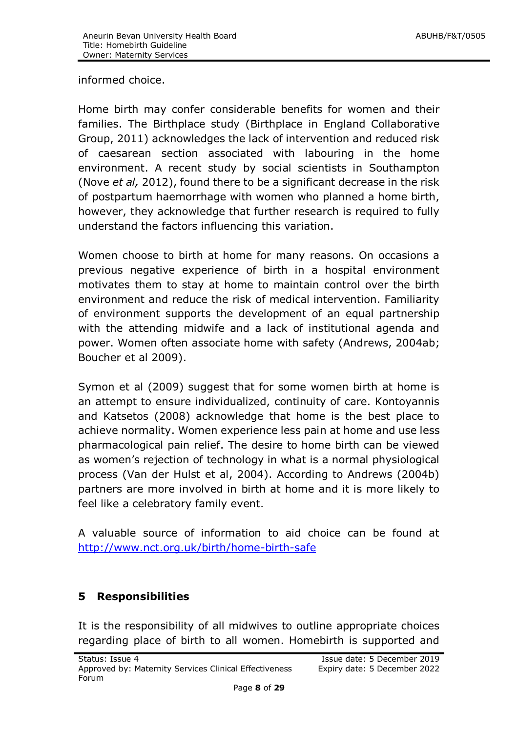informed choice.

Home birth may confer considerable benefits for women and their families. The Birthplace study (Birthplace in England Collaborative Group, 2011) acknowledges the lack of intervention and reduced risk of caesarean section associated with labouring in the home environment. A recent study by social scientists in Southampton (Nove *et al,* 2012), found there to be a significant decrease in the risk of postpartum haemorrhage with women who planned a home birth, however, they acknowledge that further research is required to fully understand the factors influencing this variation.

Women choose to birth at home for many reasons. On occasions a previous negative experience of birth in a hospital environment motivates them to stay at home to maintain control over the birth environment and reduce the risk of medical intervention. Familiarity of environment supports the development of an equal partnership with the attending midwife and a lack of institutional agenda and power. Women often associate home with safety (Andrews, 2004ab; Boucher et al 2009).

Symon et al (2009) suggest that for some women birth at home is an attempt to ensure individualized, continuity of care. Kontoyannis and Katsetos (2008) acknowledge that home is the best place to achieve normality. Women experience less pain at home and use less pharmacological pain relief. The desire to home birth can be viewed as women's rejection of technology in what is a normal physiological process (Van der Hulst et al, 2004). According to Andrews (2004b) partners are more involved in birth at home and it is more likely to feel like a celebratory family event.

A valuable source of information to aid choice can be found at http://www.nct.org.uk/birth/home-birth-safe

## 5 Responsibilities

It is the responsibility of all midwives to outline appropriate choices regarding place of birth to all women. Homebirth is supported and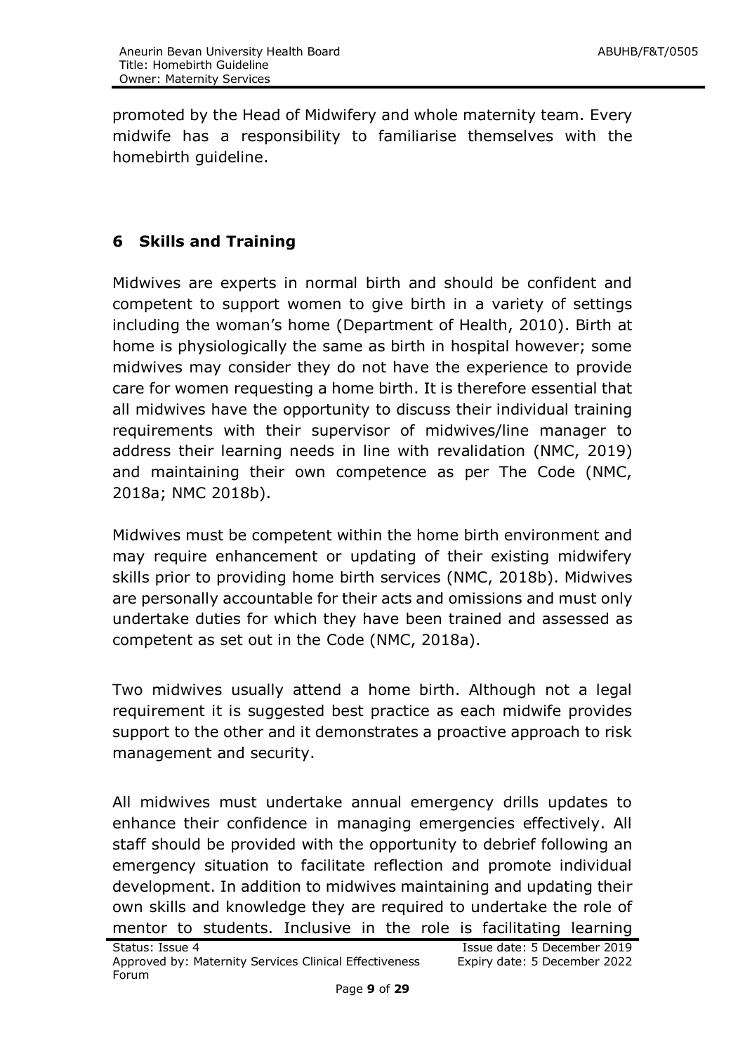promoted by the Head of Midwifery and whole maternity team. Every midwife has a responsibility to familiarise themselves with the homebirth guideline.

## 6 Skills and Training

Midwives are experts in normal birth and should be confident and competent to support women to give birth in a variety of settings including the woman's home (Department of Health, 2010). Birth at home is physiologically the same as birth in hospital however; some midwives may consider they do not have the experience to provide care for women requesting a home birth. It is therefore essential that all midwives have the opportunity to discuss their individual training requirements with their supervisor of midwives/line manager to address their learning needs in line with revalidation (NMC, 2019) and maintaining their own competence as per The Code (NMC, 2018a; NMC 2018b).

Midwives must be competent within the home birth environment and may require enhancement or updating of their existing midwifery skills prior to providing home birth services (NMC, 2018b). Midwives are personally accountable for their acts and omissions and must only undertake duties for which they have been trained and assessed as competent as set out in the Code (NMC, 2018a).

Two midwives usually attend a home birth. Although not a legal requirement it is suggested best practice as each midwife provides support to the other and it demonstrates a proactive approach to risk management and security.

All midwives must undertake annual emergency drills updates to enhance their confidence in managing emergencies effectively. All staff should be provided with the opportunity to debrief following an emergency situation to facilitate reflection and promote individual development. In addition to midwives maintaining and updating their own skills and knowledge they are required to undertake the role of mentor to students. Inclusive in the role is facilitating learning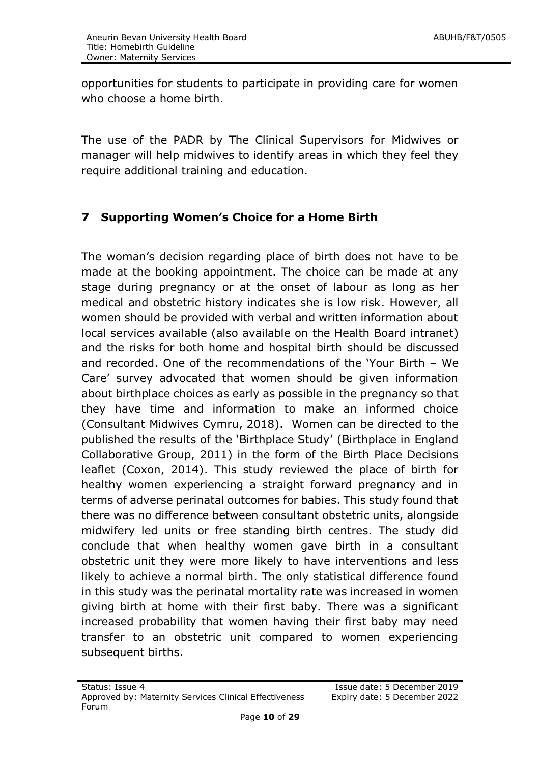opportunities for students to participate in providing care for women who choose a home birth.

The use of the PADR by The Clinical Supervisors for Midwives or manager will help midwives to identify areas in which they feel they require additional training and education.

## 7 Supporting Women's Choice for a Home Birth

The woman's decision regarding place of birth does not have to be made at the booking appointment. The choice can be made at any stage during pregnancy or at the onset of labour as long as her medical and obstetric history indicates she is low risk. However, all women should be provided with verbal and written information about local services available (also available on the Health Board intranet) and the risks for both home and hospital birth should be discussed and recorded. One of the recommendations of the 'Your Birth – We Care' survey advocated that women should be given information about birthplace choices as early as possible in the pregnancy so that they have time and information to make an informed choice (Consultant Midwives Cymru, 2018). Women can be directed to the published the results of the 'Birthplace Study' (Birthplace in England Collaborative Group, 2011) in the form of the Birth Place Decisions leaflet (Coxon, 2014). This study reviewed the place of birth for healthy women experiencing a straight forward pregnancy and in terms of adverse perinatal outcomes for babies. This study found that there was no difference between consultant obstetric units, alongside midwifery led units or free standing birth centres. The study did conclude that when healthy women gave birth in a consultant obstetric unit they were more likely to have interventions and less likely to achieve a normal birth. The only statistical difference found in this study was the perinatal mortality rate was increased in women giving birth at home with their first baby. There was a significant increased probability that women having their first baby may need transfer to an obstetric unit compared to women experiencing subsequent births.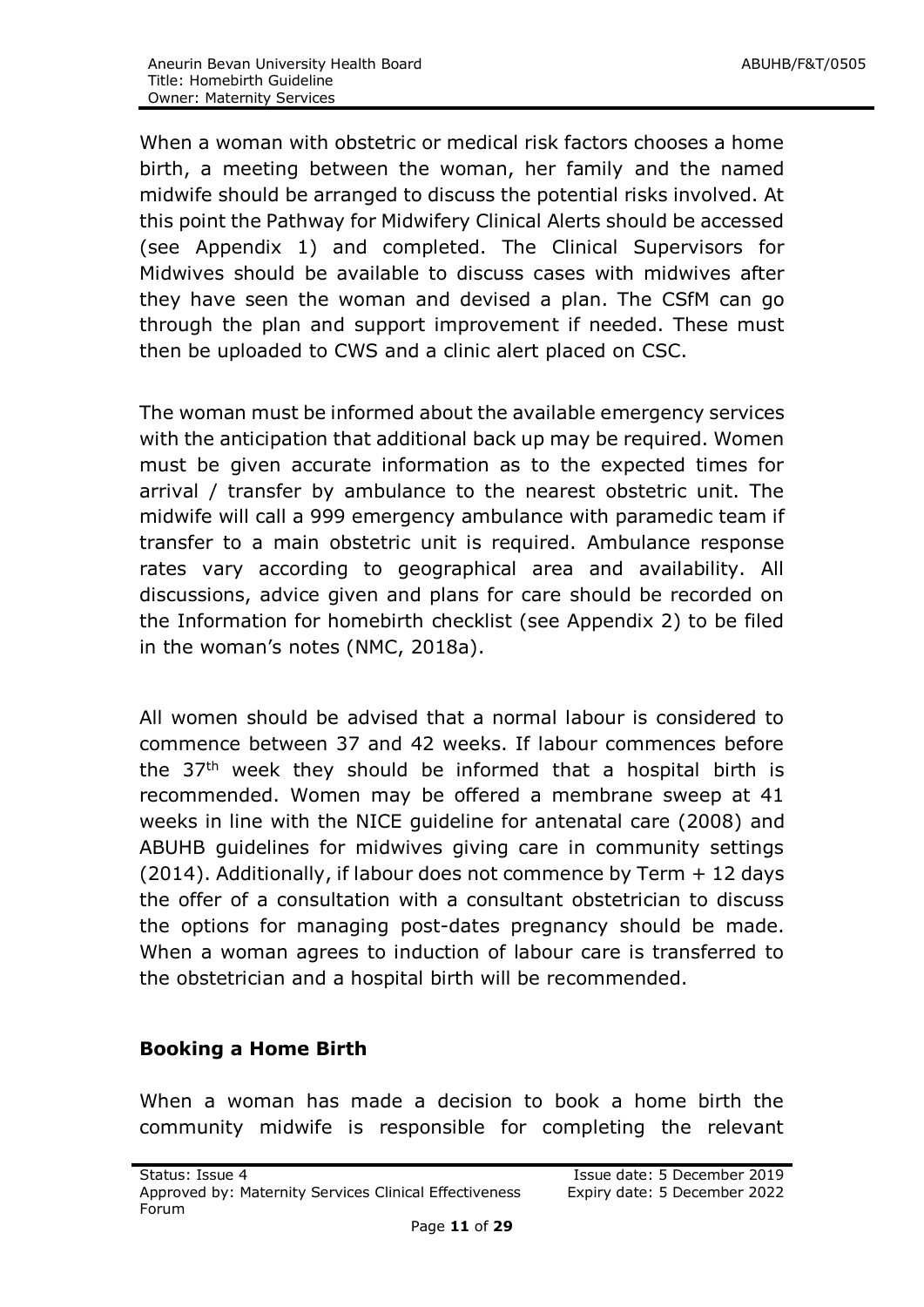When a woman with obstetric or medical risk factors chooses a home birth, a meeting between the woman, her family and the named midwife should be arranged to discuss the potential risks involved. At this point the Pathway for Midwifery Clinical Alerts should be accessed (see Appendix 1) and completed. The Clinical Supervisors for Midwives should be available to discuss cases with midwives after they have seen the woman and devised a plan. The CSfM can go through the plan and support improvement if needed. These must then be uploaded to CWS and a clinic alert placed on CSC.

The woman must be informed about the available emergency services with the anticipation that additional back up may be required. Women must be given accurate information as to the expected times for arrival / transfer by ambulance to the nearest obstetric unit. The midwife will call a 999 emergency ambulance with paramedic team if transfer to a main obstetric unit is required. Ambulance response rates vary according to geographical area and availability. All discussions, advice given and plans for care should be recorded on the Information for homebirth checklist (see Appendix 2) to be filed in the woman's notes (NMC, 2018a).

All women should be advised that a normal labour is considered to commence between 37 and 42 weeks. If labour commences before the 37th week they should be informed that a hospital birth is recommended. Women may be offered a membrane sweep at 41 weeks in line with the NICE guideline for antenatal care (2008) and ABUHB guidelines for midwives giving care in community settings (2014). Additionally, if labour does not commence by Term + 12 days the offer of a consultation with a consultant obstetrician to discuss the options for managing post-dates pregnancy should be made. When a woman agrees to induction of labour care is transferred to the obstetrician and a hospital birth will be recommended.

**Booking a Home Birth**

When a woman has made a decision to book a home birth the community midwife is responsible for completing the relevant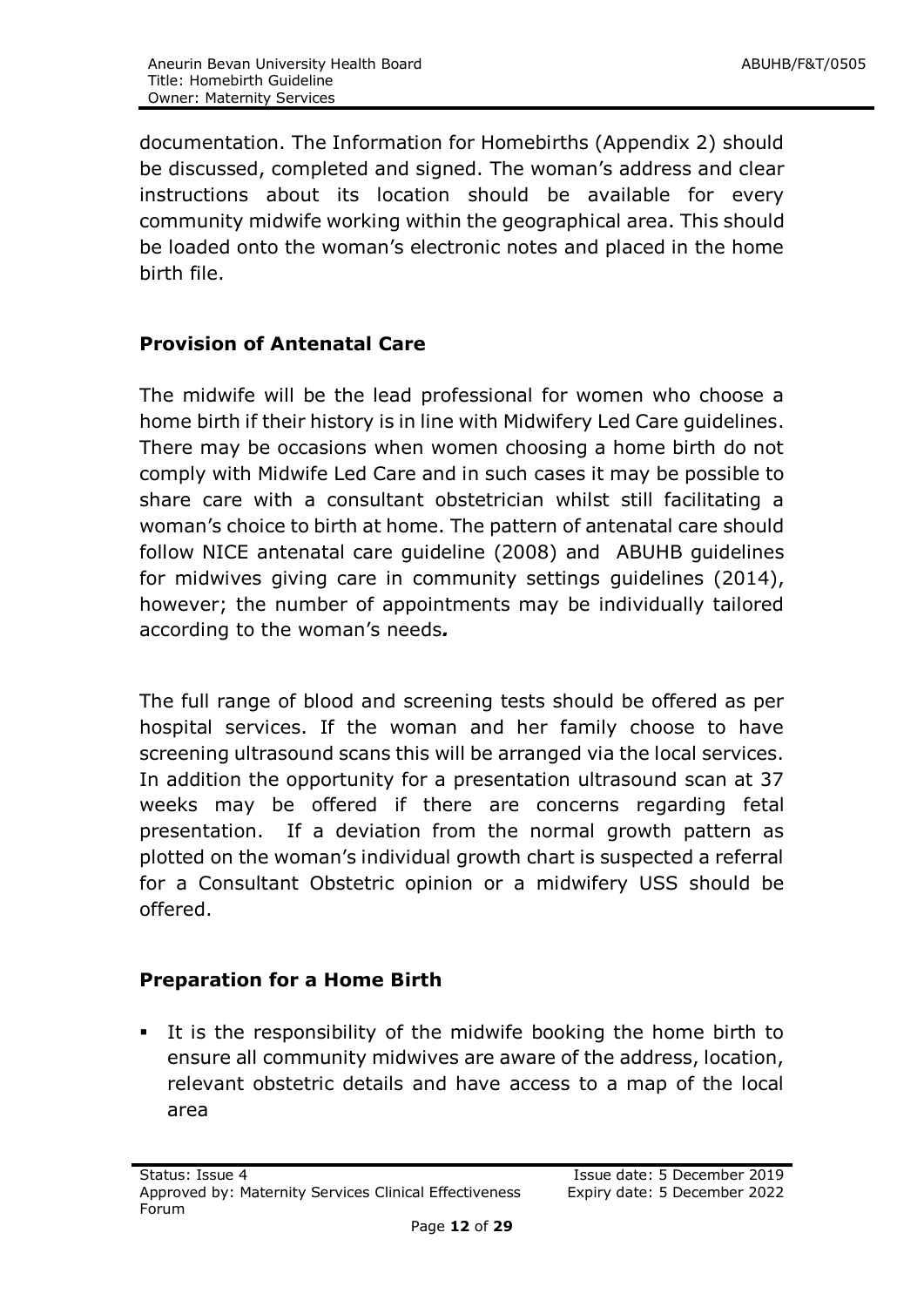documentation. The Information for Homebirths (Appendix 2) should be discussed, completed and signed. The woman's address and clear instructions about its location should be available for every community midwife working within the geographical area. This should be loaded onto the woman's electronic notes and placed in the home birth file.

## Provision of Antenatal Care

The midwife will be the lead professional for women who choose a home birth if their history is in line with Midwifery Led Care guidelines. There may be occasions when women choosing a home birth do not comply with Midwife Led Care and in such cases it may be possible to share care with a consultant obstetrician whilst still facilitating a woman's choice to birth at home. The pattern of antenatal care should follow NICE antenatal care guideline (2008) and ABUHB guidelines for midwives giving care in community settings guidelines (2014), however; the number of appointments may be individually tailored according to the woman's needs*.*

The full range of blood and screening tests should be offered as per hospital services. If the woman and her family choose to have screening ultrasound scans this will be arranged via the local services. In addition the opportunity for a presentation ultrasound scan at 37 weeks may be offered if there are concerns regarding fetal presentation. If a deviation from the normal growth pattern as plotted on the woman's individual growth chart is suspected a referral for a Consultant Obstetric opinion or a midwifery USS should be offered.

## Preparation for a Home Birth

- It is the responsibility of the midwife booking the home birth to ensure all community midwives are aware of the address, location, relevant obstetric details and have access to a map of the local area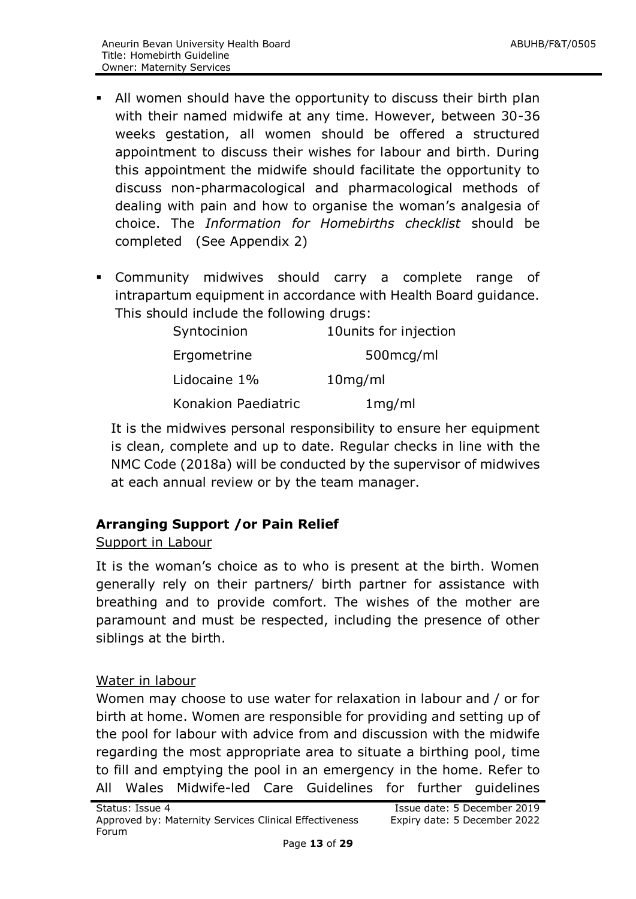- All women should have the opportunity to discuss their birth plan with their named midwife at any time. However, between 30-36 weeks gestation, all women should be offered a structured appointment to discuss their wishes for labour and birth. During this appointment the midwife should facilitate the opportunity to discuss non-pharmacological and pharmacological methods of dealing with pain and how to organise the woman's analgesia of choice. The *Information for Homebirths checklist* should be completed (See Appendix 2)

- Community midwives should carry a complete range of intrapartum equipment in accordance with Health Board guidance. This should include the following drugs:

| | |
|---|---|
| Syntocinion | 10units for injection |
| Ergometrine | 500mcg/ml |
| Lidocaine 1% | 10mg/ml |
| Konakion Paediatric | 1mg/ml |

It is the midwives personal responsibility to ensure her equipment is clean, complete and up to date. Regular checks in line with the NMC Code (2018a) will be conducted by the supervisor of midwives at each annual review or by the team manager.

## Arranging Support /or Pain Relief

Support in Labour

It is the woman's choice as to who is present at the birth. Women generally rely on their partners/ birth partner for assistance with breathing and to provide comfort. The wishes of the mother are paramount and must be respected, including the presence of other siblings at the birth.

Water in labour

Women may choose to use water for relaxation in labour and / or for birth at home. Women are responsible for providing and setting up of the pool for labour with advice from and discussion with the midwife regarding the most appropriate area to situate a birthing pool, time to fill and emptying the pool in an emergency in the home. Refer to All Wales Midwife-led Care Guidelines for further guidelines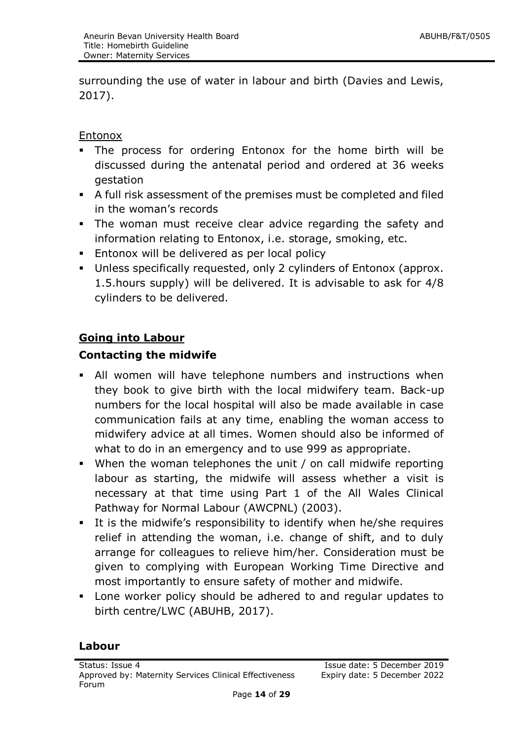surrounding the use of water in labour and birth (Davies and Lewis, 2017).

Entonox

- The process for ordering Entonox for the home birth will be discussed during the antenatal period and ordered at 36 weeks gestation
- A full risk assessment of the premises must be completed and filed in the woman's records
- The woman must receive clear advice regarding the safety and information relating to Entonox, i.e. storage, smoking, etc.
- Entonox will be delivered as per local policy
- Unless specifically requested, only 2 cylinders of Entonox (approx. 1.5.hours supply) will be delivered. It is advisable to ask for 4/8 cylinders to be delivered.

## Going into Labour

### Contacting the midwife

- All women will have telephone numbers and instructions when they book to give birth with the local midwifery team. Back-up numbers for the local hospital will also be made available in case communication fails at any time, enabling the woman access to midwifery advice at all times. Women should also be informed of what to do in an emergency and to use 999 as appropriate.
- When the woman telephones the unit / on call midwife reporting labour as starting, the midwife will assess whether a visit is necessary at that time using Part 1 of the All Wales Clinical Pathway for Normal Labour (AWCPNL) (2003).
- It is the midwife's responsibility to identify when he/she requires relief in attending the woman, i.e. change of shift, and to duly arrange for colleagues to relieve him/her. Consideration must be given to complying with European Working Time Directive and most importantly to ensure safety of mother and midwife.
- Lone worker policy should be adhered to and regular updates to birth centre/LWC (ABUHB, 2017).

### Labour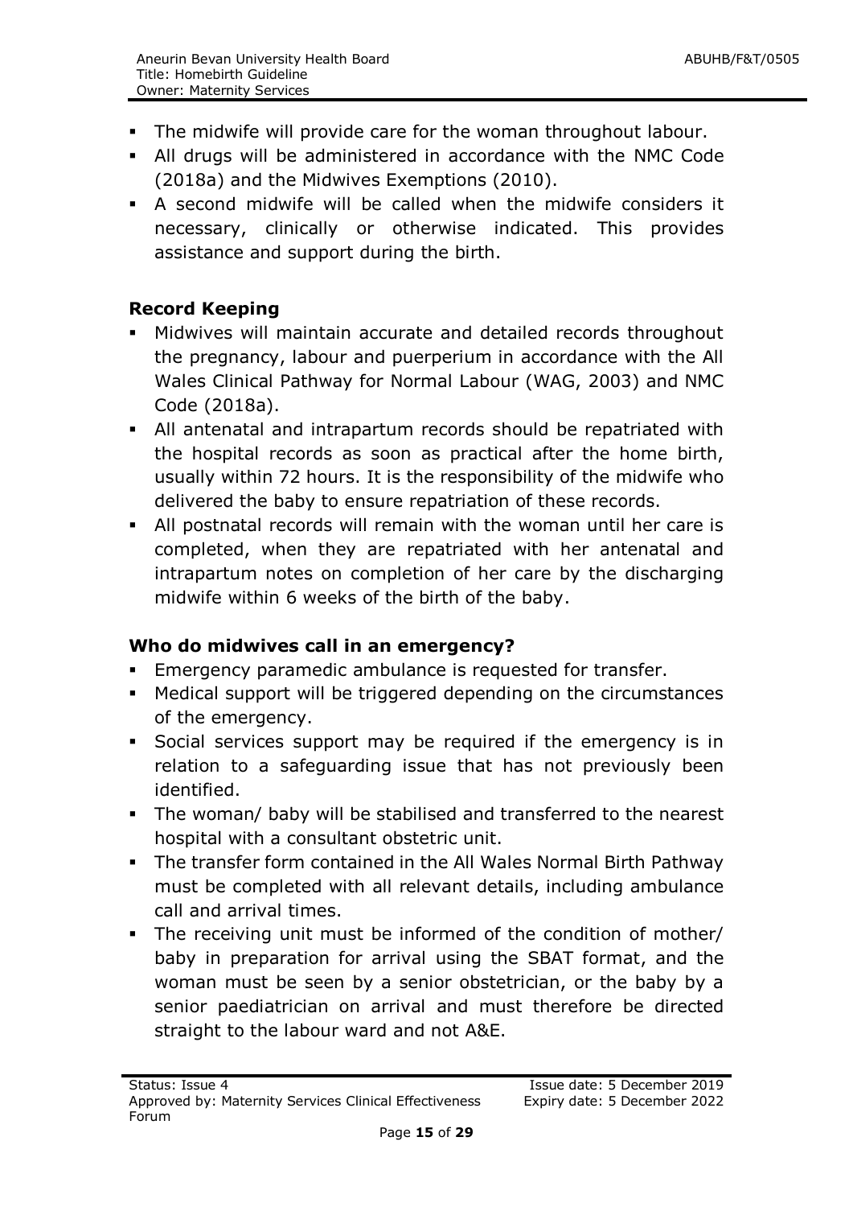- The midwife will provide care for the woman throughout labour.
- All drugs will be administered in accordance with the NMC Code (2018a) and the Midwives Exemptions (2010).
- A second midwife will be called when the midwife considers it necessary, clinically or otherwise indicated. This provides assistance and support during the birth.

**Record Keeping**

- Midwives will maintain accurate and detailed records throughout the pregnancy, labour and puerperium in accordance with the All Wales Clinical Pathway for Normal Labour (WAG, 2003) and NMC Code (2018a).
- All antenatal and intrapartum records should be repatriated with the hospital records as soon as practical after the home birth, usually within 72 hours. It is the responsibility of the midwife who delivered the baby to ensure repatriation of these records.
- All postnatal records will remain with the woman until her care is completed, when they are repatriated with her antenatal and intrapartum notes on completion of her care by the discharging midwife within 6 weeks of the birth of the baby.

**Who do midwives call in an emergency?**

- Emergency paramedic ambulance is requested for transfer.
- Medical support will be triggered depending on the circumstances of the emergency.
- Social services support may be required if the emergency is in relation to a safeguarding issue that has not previously been identified.
- The woman/ baby will be stabilised and transferred to the nearest hospital with a consultant obstetric unit.
- The transfer form contained in the All Wales Normal Birth Pathway must be completed with all relevant details, including ambulance call and arrival times.
- The receiving unit must be informed of the condition of mother/ baby in preparation for arrival using the SBAT format, and the woman must be seen by a senior obstetrician, or the baby by a senior paediatrician on arrival and must therefore be directed straight to the labour ward and not A&E.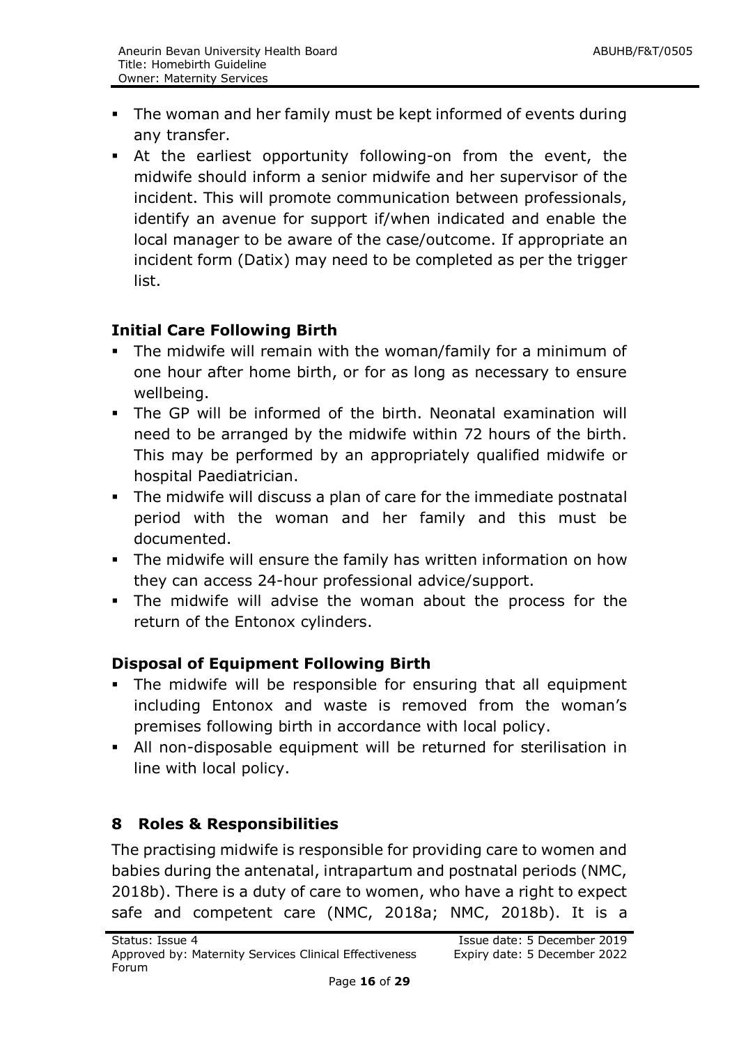- The woman and her family must be kept informed of events during any transfer.
- At the earliest opportunity following-on from the event, the midwife should inform a senior midwife and her supervisor of the incident. This will promote communication between professionals, identify an avenue for support if/when indicated and enable the local manager to be aware of the case/outcome. If appropriate an incident form (Datix) may need to be completed as per the trigger list.

### Initial Care Following Birth

- The midwife will remain with the woman/family for a minimum of one hour after home birth, or for as long as necessary to ensure wellbeing.
- The GP will be informed of the birth. Neonatal examination will need to be arranged by the midwife within 72 hours of the birth. This may be performed by an appropriately qualified midwife or hospital Paediatrician.
- The midwife will discuss a plan of care for the immediate postnatal period with the woman and her family and this must be documented.
- The midwife will ensure the family has written information on how they can access 24-hour professional advice/support.
- The midwife will advise the woman about the process for the return of the Entonox cylinders.

### Disposal of Equipment Following Birth

- The midwife will be responsible for ensuring that all equipment including Entonox and waste is removed from the woman's premises following birth in accordance with local policy.
- All non-disposable equipment will be returned for sterilisation in line with local policy.

## 8 Roles & Responsibilities

The practising midwife is responsible for providing care to women and babies during the antenatal, intrapartum and postnatal periods (NMC, 2018b). There is a duty of care to women, who have a right to expect safe and competent care (NMC, 2018a; NMC, 2018b). It is a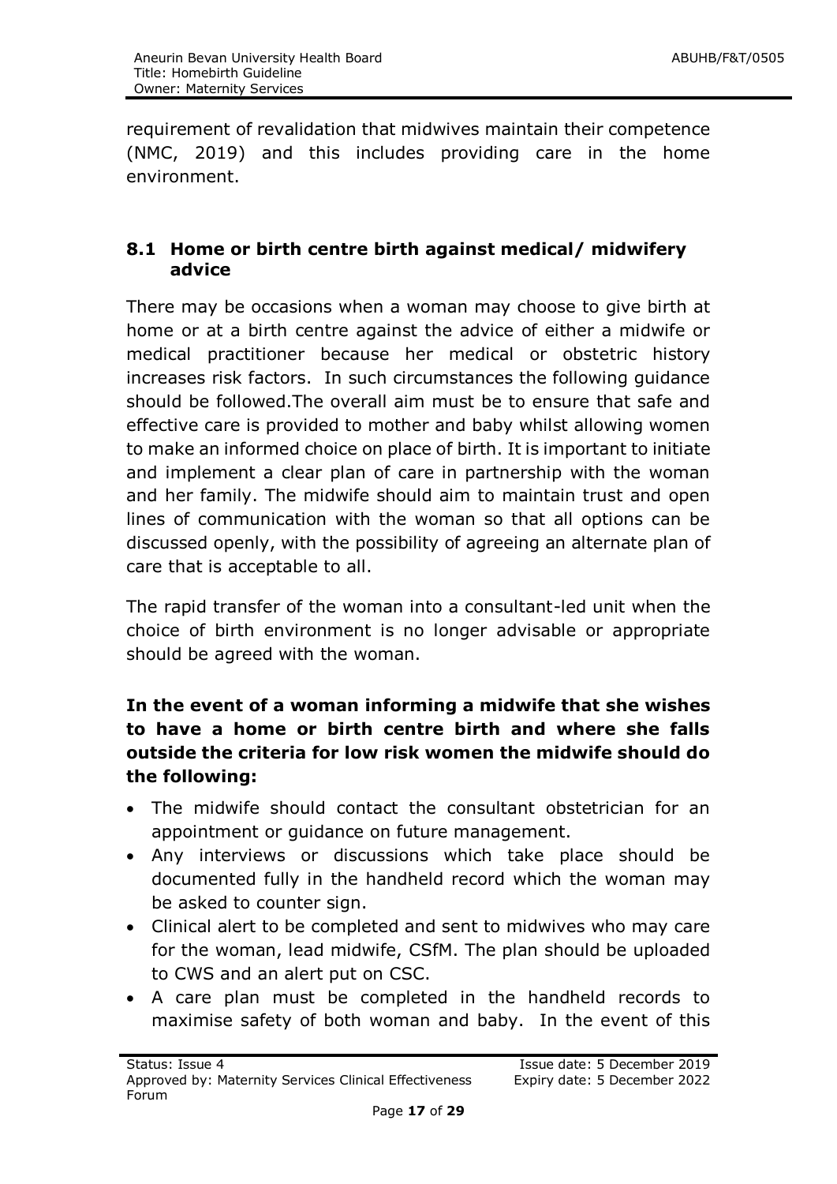requirement of revalidation that midwives maintain their competence (NMC, 2019) and this includes providing care in the home environment.

## 8.1 Home or birth centre birth against medical/ midwifery advice

There may be occasions when a woman may choose to give birth at home or at a birth centre against the advice of either a midwife or medical practitioner because her medical or obstetric history increases risk factors. In such circumstances the following guidance should be followed.The overall aim must be to ensure that safe and effective care is provided to mother and baby whilst allowing women to make an informed choice on place of birth. It is important to initiate and implement a clear plan of care in partnership with the woman and her family. The midwife should aim to maintain trust and open lines of communication with the woman so that all options can be discussed openly, with the possibility of agreeing an alternate plan of care that is acceptable to all.

The rapid transfer of the woman into a consultant-led unit when the choice of birth environment is no longer advisable or appropriate should be agreed with the woman.

**In the event of a woman informing a midwife that she wishes to have a home or birth centre birth and where she falls outside the criteria for low risk women the midwife should do the following:**

- The midwife should contact the consultant obstetrician for an appointment or guidance on future management.
- Any interviews or discussions which take place should be documented fully in the handheld record which the woman may be asked to counter sign.
- Clinical alert to be completed and sent to midwives who may care for the woman, lead midwife, CSfM. The plan should be uploaded to CWS and an alert put on CSC.
- A care plan must be completed in the handheld records to maximise safety of both woman and baby. In the event of this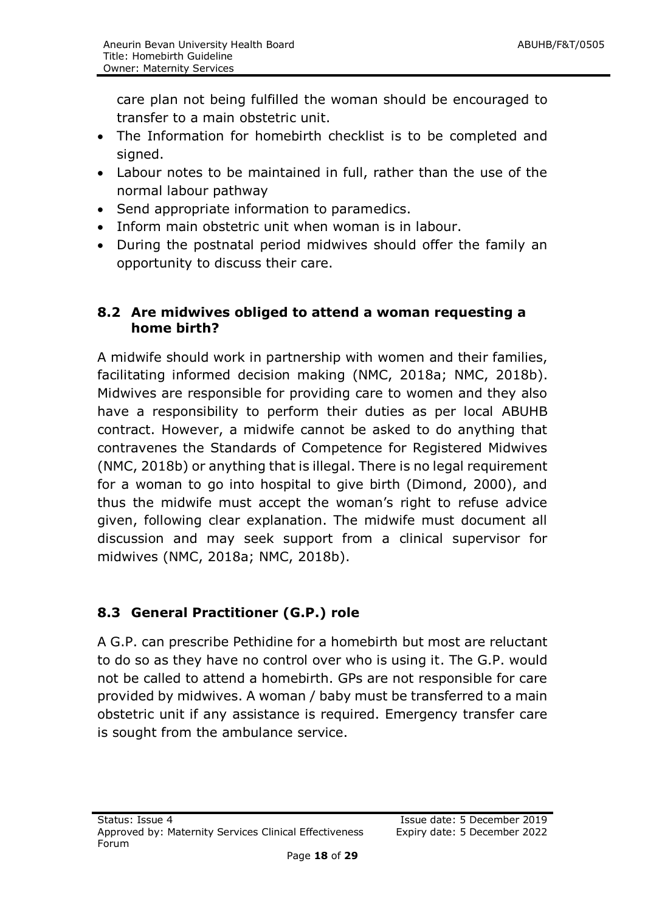care plan not being fulfilled the woman should be encouraged to transfer to a main obstetric unit.

- The Information for homebirth checklist is to be completed and signed.
- Labour notes to be maintained in full, rather than the use of the normal labour pathway
- Send appropriate information to paramedics.
- Inform main obstetric unit when woman is in labour.
- During the postnatal period midwives should offer the family an opportunity to discuss their care.

### 8.2 Are midwives obliged to attend a woman requesting a home birth?

A midwife should work in partnership with women and their families, facilitating informed decision making (NMC, 2018a; NMC, 2018b). Midwives are responsible for providing care to women and they also have a responsibility to perform their duties as per local ABUHB contract. However, a midwife cannot be asked to do anything that contravenes the Standards of Competence for Registered Midwives (NMC, 2018b) or anything that is illegal. There is no legal requirement for a woman to go into hospital to give birth (Dimond, 2000), and thus the midwife must accept the woman's right to refuse advice given, following clear explanation. The midwife must document all discussion and may seek support from a clinical supervisor for midwives (NMC, 2018a; NMC, 2018b).

### 8.3 General Practitioner (G.P.) role

A G.P. can prescribe Pethidine for a homebirth but most are reluctant to do so as they have no control over who is using it. The G.P. would not be called to attend a homebirth. GPs are not responsible for care provided by midwives. A woman / baby must be transferred to a main obstetric unit if any assistance is required. Emergency transfer care is sought from the ambulance service.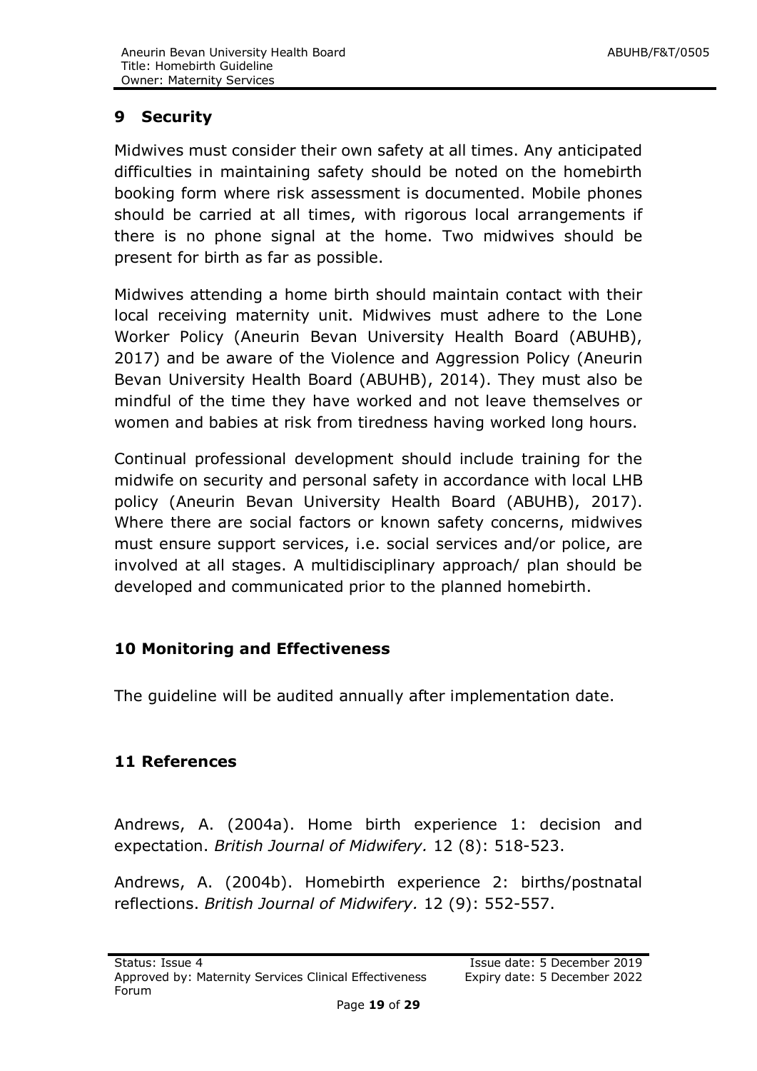## 9 Security

Midwives must consider their own safety at all times. Any anticipated difficulties in maintaining safety should be noted on the homebirth booking form where risk assessment is documented. Mobile phones should be carried at all times, with rigorous local arrangements if there is no phone signal at the home. Two midwives should be present for birth as far as possible.

Midwives attending a home birth should maintain contact with their local receiving maternity unit. Midwives must adhere to the Lone Worker Policy (Aneurin Bevan University Health Board (ABUHB), 2017) and be aware of the Violence and Aggression Policy (Aneurin Bevan University Health Board (ABUHB), 2014). They must also be mindful of the time they have worked and not leave themselves or women and babies at risk from tiredness having worked long hours.

Continual professional development should include training for the midwife on security and personal safety in accordance with local LHB policy (Aneurin Bevan University Health Board (ABUHB), 2017). Where there are social factors or known safety concerns, midwives must ensure support services, i.e. social services and/or police, are involved at all stages. A multidisciplinary approach/ plan should be developed and communicated prior to the planned homebirth.

## 10 Monitoring and Effectiveness

The guideline will be audited annually after implementation date.

## 11 References

Andrews, A. (2004a). Home birth experience 1: decision and expectation. *British Journal of Midwifery.* 12 (8): 518-523.

Andrews, A. (2004b). Homebirth experience 2: births/postnatal reflections. *British Journal of Midwifery.* 12 (9): 552-557.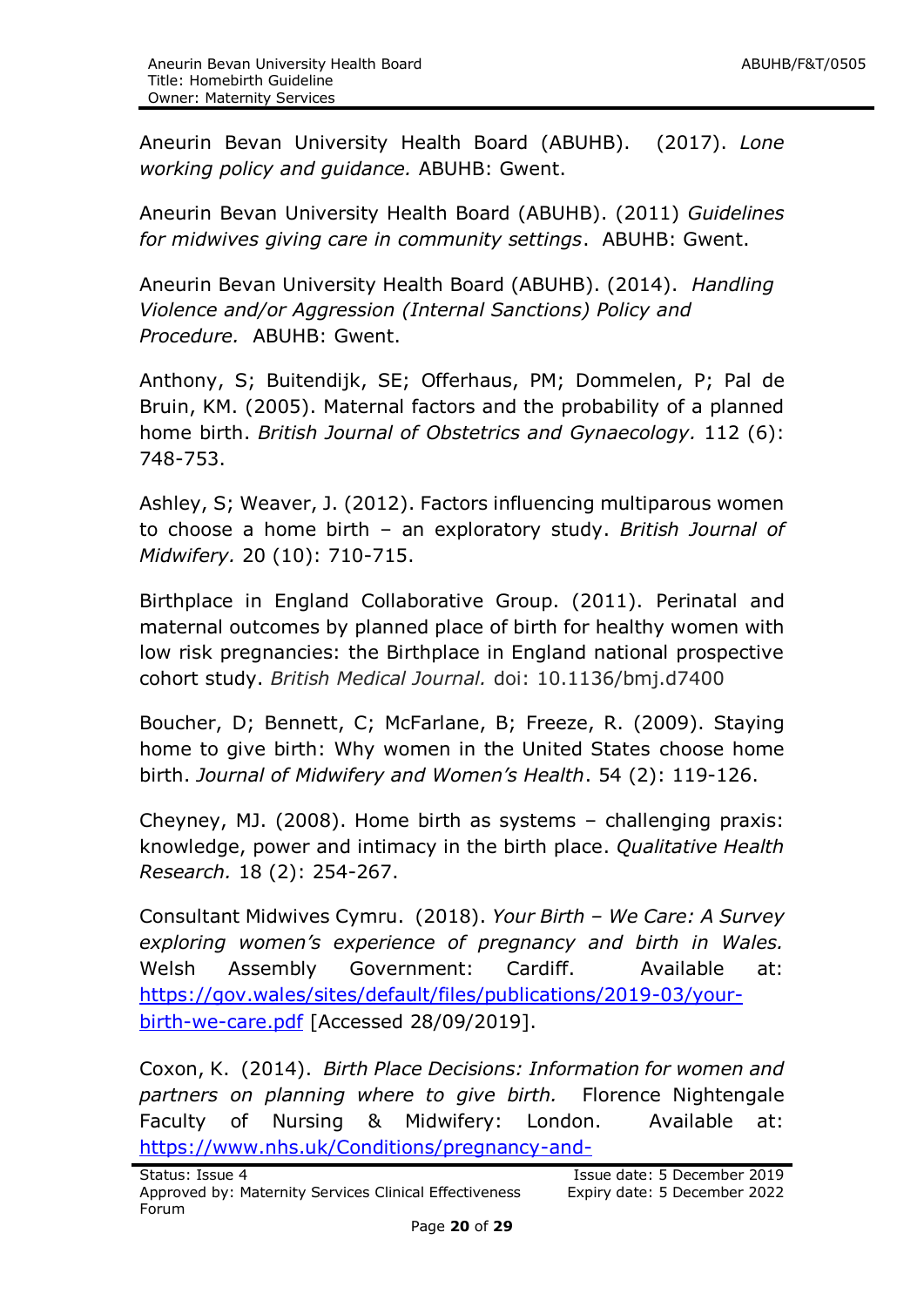Aneurin Bevan University Health Board (ABUHB). (2017). *Lone working policy and guidance.* ABUHB: Gwent.

Aneurin Bevan University Health Board (ABUHB). (2011) *Guidelines for midwives giving care in community settings*. ABUHB: Gwent.

Aneurin Bevan University Health Board (ABUHB). (2014). *Handling Violence and/or Aggression (Internal Sanctions) Policy and Procedure.* ABUHB: Gwent.

Anthony, S; Buitendijk, SE; Offerhaus, PM; Dommelen, P; Pal de Bruin, KM. (2005). Maternal factors and the probability of a planned home birth. *British Journal of Obstetrics and Gynaecology.* 112 (6): 748-753.

Ashley, S; Weaver, J. (2012). Factors influencing multiparous women to choose a home birth – an exploratory study. *British Journal of Midwifery.* 20 (10): 710-715.

Birthplace in England Collaborative Group. (2011). Perinatal and maternal outcomes by planned place of birth for healthy women with low risk pregnancies: the Birthplace in England national prospective cohort study. *British Medical Journal.* doi: 10.1136/bmj.d7400

Boucher, D; Bennett, C; McFarlane, B; Freeze, R. (2009). Staying home to give birth: Why women in the United States choose home birth. *Journal of Midwifery and Women's Health*. 54 (2): 119-126.

Cheyney, MJ. (2008). Home birth as systems – challenging praxis: knowledge, power and intimacy in the birth place. *Qualitative Health Research.* 18 (2): 254-267.

Consultant Midwives Cymru. (2018). *Your Birth – We Care: A Survey exploring women's experience of pregnancy and birth in Wales.* Welsh Assembly Government: Cardiff. Available at: https://gov.wales/sites/default/files/publications/2019-03/your-birth-we-care.pdf [Accessed 28/09/2019].

Coxon, K. (2014). *Birth Place Decisions: Information for women and partners on planning where to give birth.* Florence Nightengale Faculty of Nursing & Midwifery: London. Available at: https://www.nhs.uk/Conditions/pregnancy-and-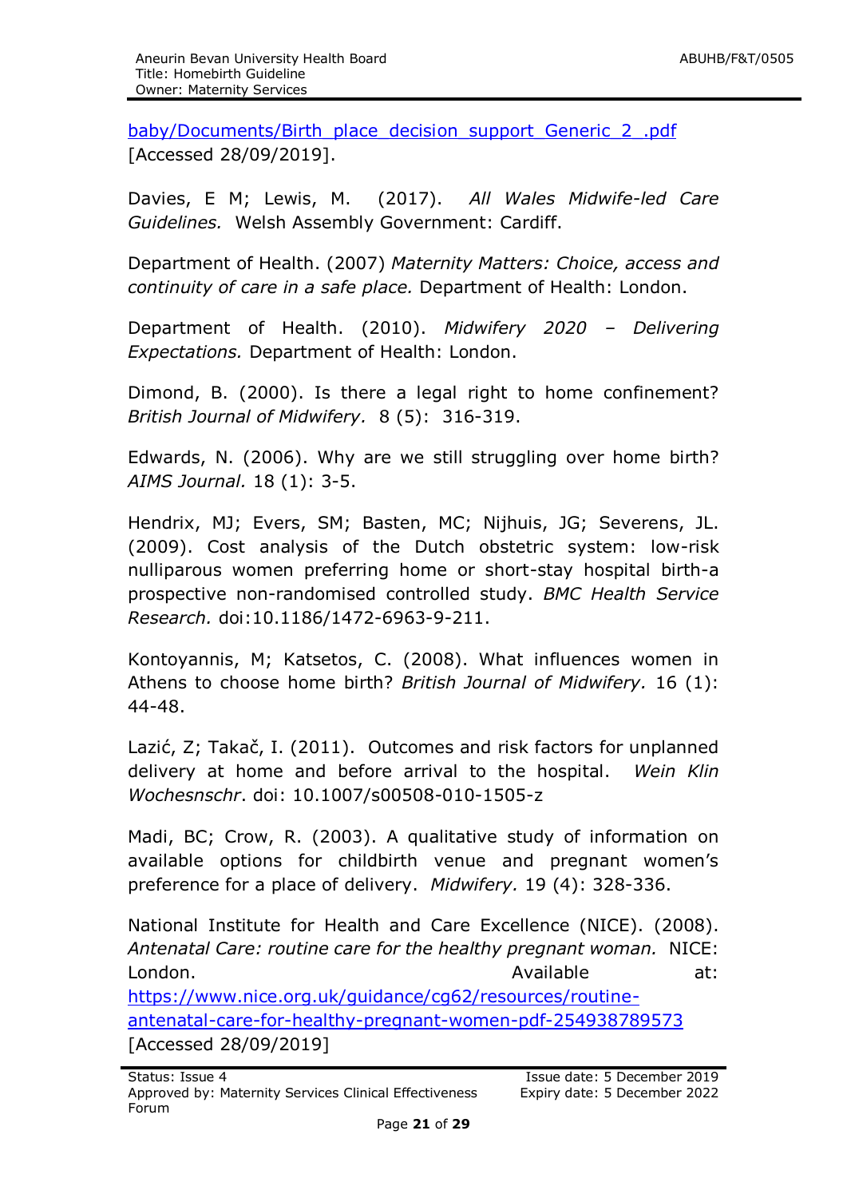baby/Documents/Birth_place_decision_support_Generic_2_.pdf [Accessed 28/09/2019].

Davies, E M; Lewis, M. (2017). *All Wales Midwife-led Care Guidelines.* Welsh Assembly Government: Cardiff.

Department of Health. (2007) *Maternity Matters: Choice, access and continuity of care in a safe place.* Department of Health: London.

Department of Health. (2010). *Midwifery 2020 – Delivering Expectations.* Department of Health: London.

Dimond, B. (2000). Is there a legal right to home confinement? *British Journal of Midwifery.* 8 (5): 316-319.

Edwards, N. (2006). Why are we still struggling over home birth? *AIMS Journal.* 18 (1): 3-5.

Hendrix, MJ; Evers, SM; Basten, MC; Nijhuis, JG; Severens, JL. (2009). Cost analysis of the Dutch obstetric system: low-risk nulliparous women preferring home or short-stay hospital birth-a prospective non-randomised controlled study. *BMC Health Service Research.* doi:10.1186/1472-6963-9-211.

Kontoyannis, M; Katsetos, C. (2008). What influences women in Athens to choose home birth? *British Journal of Midwifery.* 16 (1): 44-48.

Lazić, Z; Takač, I. (2011). Outcomes and risk factors for unplanned delivery at home and before arrival to the hospital. *Wein Klin Wochesnschr*. doi: 10.1007/s00508-010-1505-z

Madi, BC; Crow, R. (2003). A qualitative study of information on available options for childbirth venue and pregnant women's preference for a place of delivery. *Midwifery.* 19 (4): 328-336.

National Institute for Health and Care Excellence (NICE). (2008). *Antenatal Care: routine care for the healthy pregnant woman.* NICE: London. Available at: https://www.nice.org.uk/guidance/cg62/resources/routine-antenatal-care-for-healthy-pregnant-women-pdf-254938789573 [Accessed 28/09/2019]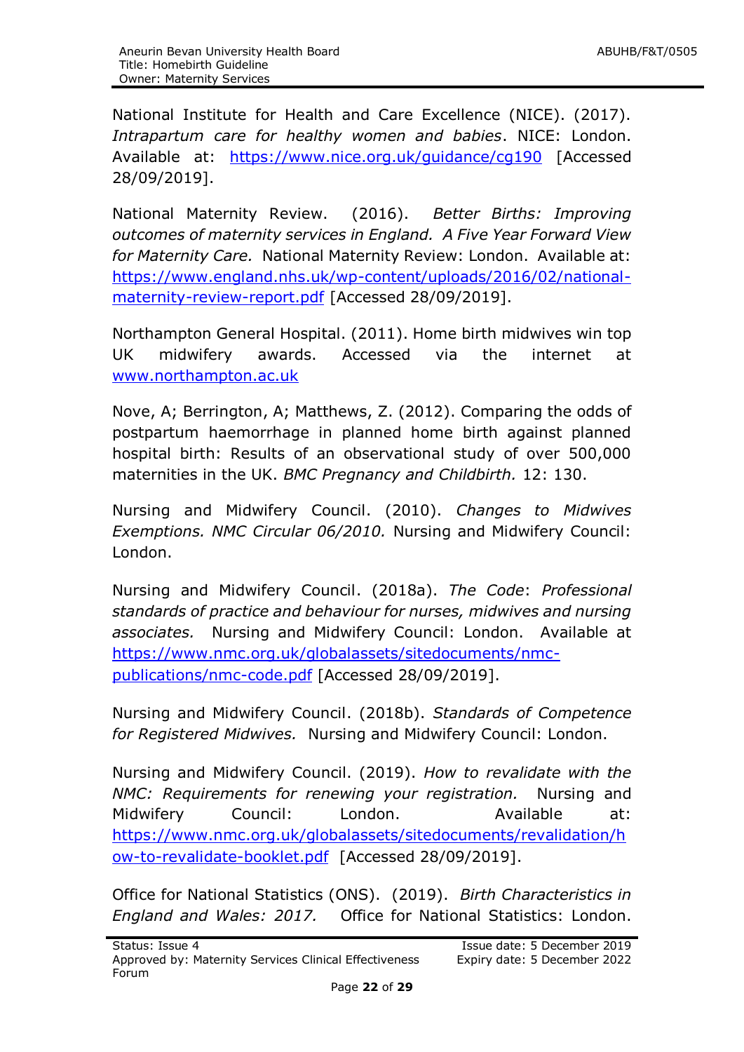National Institute for Health and Care Excellence (NICE). (2017). *Intrapartum care for healthy women and babies*. NICE: London. Available at: https://www.nice.org.uk/guidance/cg190 [Accessed 28/09/2019].

National Maternity Review. (2016). *Better Births: Improving outcomes of maternity services in England. A Five Year Forward View for Maternity Care.* National Maternity Review: London. Available at: https://www.england.nhs.uk/wp-content/uploads/2016/02/national-maternity-review-report.pdf [Accessed 28/09/2019].

Northampton General Hospital. (2011). Home birth midwives win top UK midwifery awards. Accessed via the internet at www.northampton.ac.uk

Nove, A; Berrington, A; Matthews, Z. (2012). Comparing the odds of postpartum haemorrhage in planned home birth against planned hospital birth: Results of an observational study of over 500,000 maternities in the UK. *BMC Pregnancy and Childbirth.* 12: 130.

Nursing and Midwifery Council. (2010). *Changes to Midwives Exemptions. NMC Circular 06/2010.* Nursing and Midwifery Council: London.

Nursing and Midwifery Council. (2018a). *The Code*: *Professional standards of practice and behaviour for nurses, midwives and nursing associates.* Nursing and Midwifery Council: London. Available at https://www.nmc.org.uk/globalassets/sitedocuments/nmc-publications/nmc-code.pdf [Accessed 28/09/2019].

Nursing and Midwifery Council. (2018b). *Standards of Competence for Registered Midwives.* Nursing and Midwifery Council: London.

Nursing and Midwifery Council. (2019). *How to revalidate with the NMC: Requirements for renewing your registration.* Nursing and Midwifery Council: London. Available at: https://www.nmc.org.uk/globalassets/sitedocuments/revalidation/how-to-revalidate-booklet.pdf [Accessed 28/09/2019].

Office for National Statistics (ONS). (2019). *Birth Characteristics in England and Wales: 2017.* Office for National Statistics: London.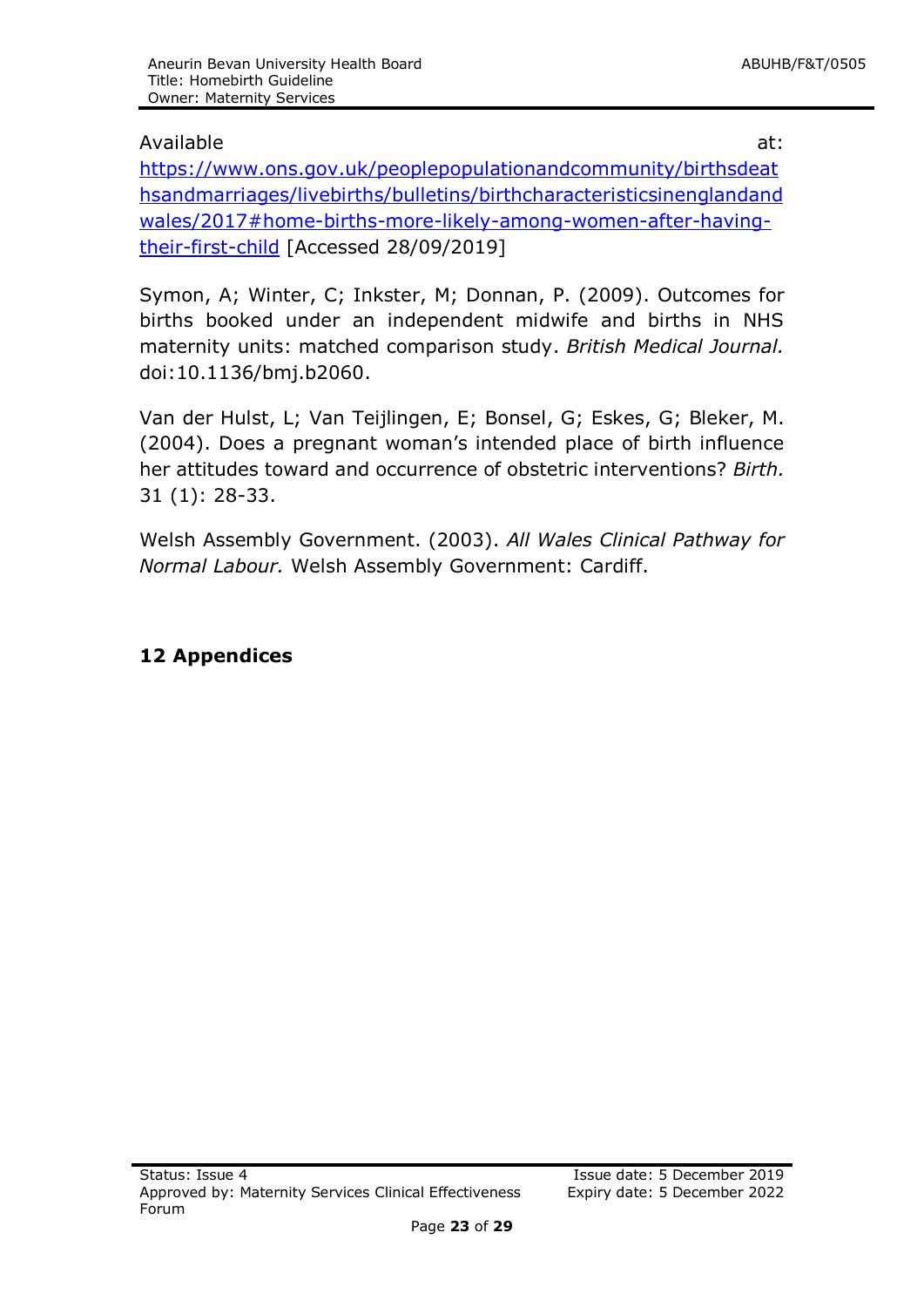Available at: [https://www.ons.gov.uk/peoplepopulationandcommunity/birthsdeathsandmarriages/livebirths/bulletins/birthcharacteristicsinenglandandwales/2017#home-births-more-likely-among-women-after-having-their-first-child](https://www.ons.gov.uk/peoplepopulationandcommunity/birthsdeathsandmarriages/livebirths/bulletins/birthcharacteristicsinenglandandwales/2017#home-births-more-likely-among-women-after-having-their-first-child) [Accessed 28/09/2019]

Symon, A; Winter, C; Inkster, M; Donnan, P. (2009). Outcomes for births booked under an independent midwife and births in NHS maternity units: matched comparison study. *British Medical Journal.* doi:10.1136/bmj.b2060.

Van der Hulst, L; Van Teijlingen, E; Bonsel, G; Eskes, G; Bleker, M. (2004). Does a pregnant woman's intended place of birth influence her attitudes toward and occurrence of obstetric interventions? *Birth.* 31 (1): 28-33.

Welsh Assembly Government. (2003). *All Wales Clinical Pathway for Normal Labour.* Welsh Assembly Government: Cardiff.

## 12 Appendices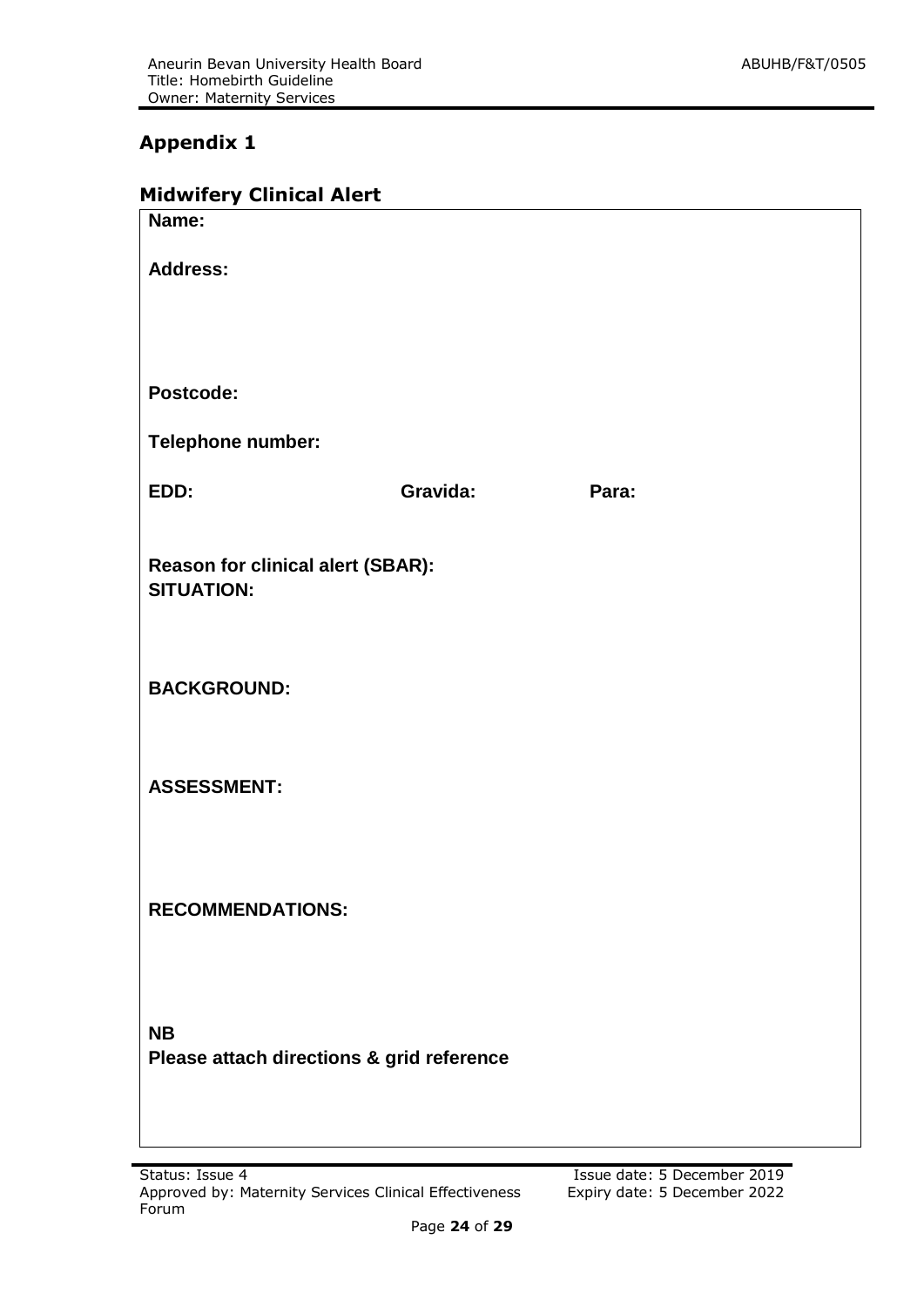## Appendix 1

### Midwifery Clinical Alert

**Name:**

**Address:**

**Postcode:**

**Telephone number:**

**EDD:** **Gravida:** **Para:**

**Reason for clinical alert (SBAR):**

**SITUATION:**

**BACKGROUND:**

**ASSESSMENT:**

**RECOMMENDATIONS:**

**NB**

**Please attach directions & grid reference**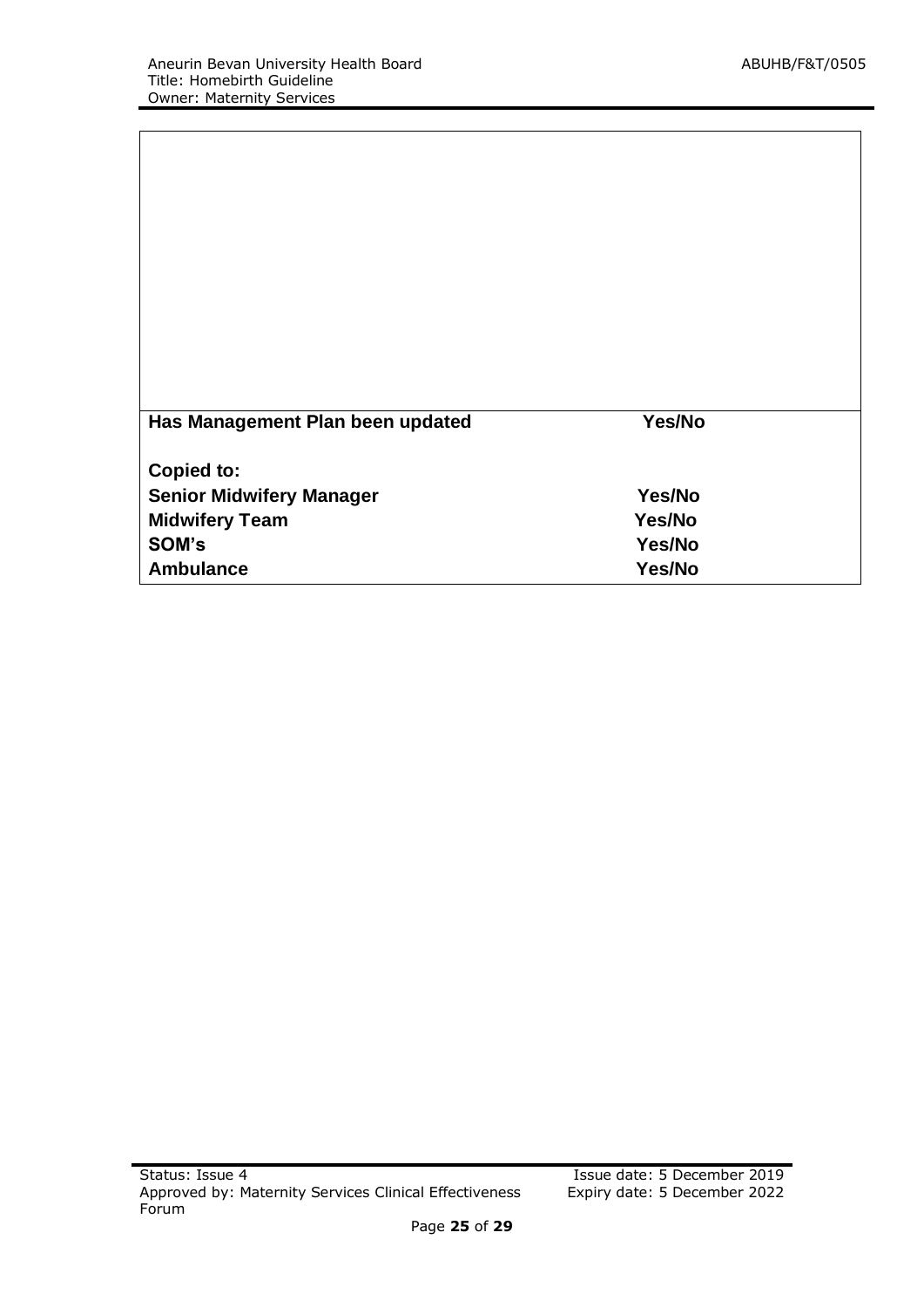| Has Management Plan been updated | Yes/No |
|---|---|
| **Copied to:** | |
| **Senior Midwifery Manager** | **Yes/No** |
| **Midwifery Team** | **Yes/No** |
| **SOM's** | **Yes/No** |
| **Ambulance** | **Yes/No** |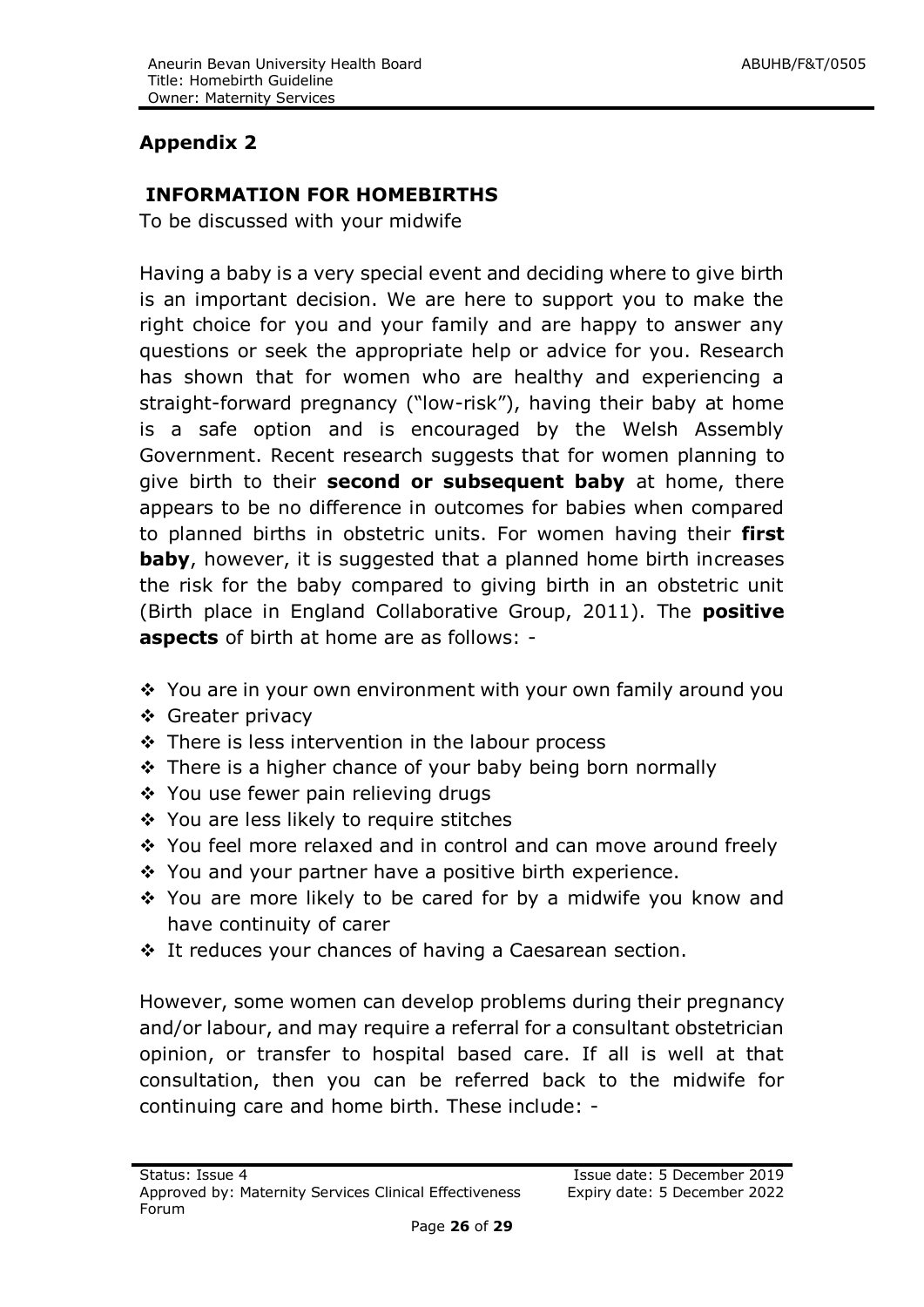## Appendix 2

### INFORMATION FOR HOMEBIRTHS

To be discussed with your midwife

Having a baby is a very special event and deciding where to give birth is an important decision. We are here to support you to make the right choice for you and your family and are happy to answer any questions or seek the appropriate help or advice for you. Research has shown that for women who are healthy and experiencing a straight-forward pregnancy ("low-risk"), having their baby at home is a safe option and is encouraged by the Welsh Assembly Government. Recent research suggests that for women planning to give birth to their **second or subsequent baby** at home, there appears to be no difference in outcomes for babies when compared to planned births in obstetric units. For women having their **first baby**, however, it is suggested that a planned home birth increases the risk for the baby compared to giving birth in an obstetric unit (Birth place in England Collaborative Group, 2011). The **positive aspects** of birth at home are as follows: -

- You are in your own environment with your own family around you
- Greater privacy
- There is less intervention in the labour process
- There is a higher chance of your baby being born normally
- You use fewer pain relieving drugs
- You are less likely to require stitches
- You feel more relaxed and in control and can move around freely
- You and your partner have a positive birth experience.
- You are more likely to be cared for by a midwife you know and have continuity of carer
- It reduces your chances of having a Caesarean section.

However, some women can develop problems during their pregnancy and/or labour, and may require a referral for a consultant obstetrician opinion, or transfer to hospital based care. If all is well at that consultation, then you can be referred back to the midwife for continuing care and home birth. These include: -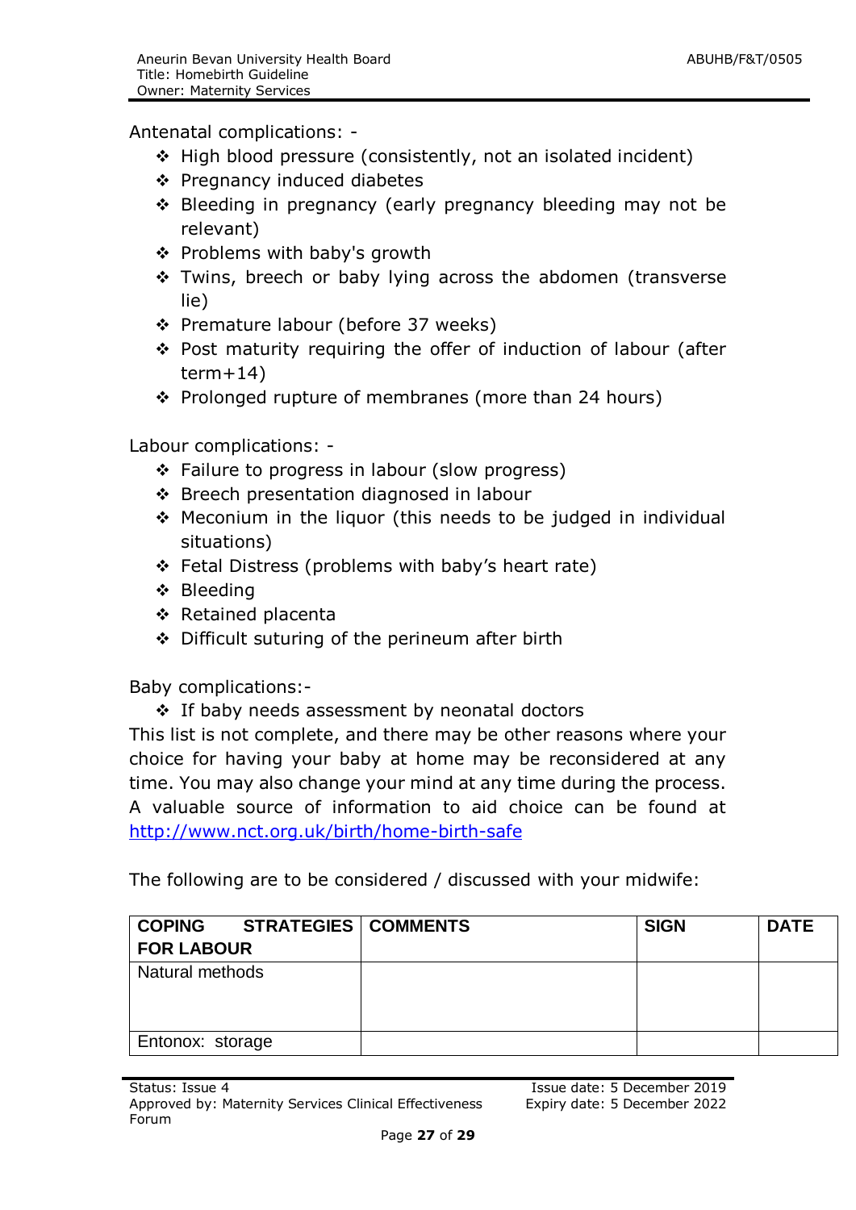Antenatal complications: -

- High blood pressure (consistently, not an isolated incident)
- Pregnancy induced diabetes
- Bleeding in pregnancy (early pregnancy bleeding may not be relevant)
- Problems with baby's growth
- Twins, breech or baby lying across the abdomen (transverse lie)
- Premature labour (before 37 weeks)
- Post maturity requiring the offer of induction of labour (after term+14)
- Prolonged rupture of membranes (more than 24 hours)

Labour complications: -

- Failure to progress in labour (slow progress)
- Breech presentation diagnosed in labour
- Meconium in the liquor (this needs to be judged in individual situations)
- Fetal Distress (problems with baby's heart rate)
- Bleeding
- Retained placenta
- Difficult suturing of the perineum after birth

Baby complications:-

- If baby needs assessment by neonatal doctors

This list is not complete, and there may be other reasons where your choice for having your baby at home may be reconsidered at any time. You may also change your mind at any time during the process. A valuable source of information to aid choice can be found at http://www.nct.org.uk/birth/home-birth-safe

The following are to be considered / discussed with your midwife:

| COPING STRATEGIES FOR LABOUR | COMMENTS | SIGN | DATE |
|---|---|---|---|
| Natural methods | | | |
| Entonox: storage | | | |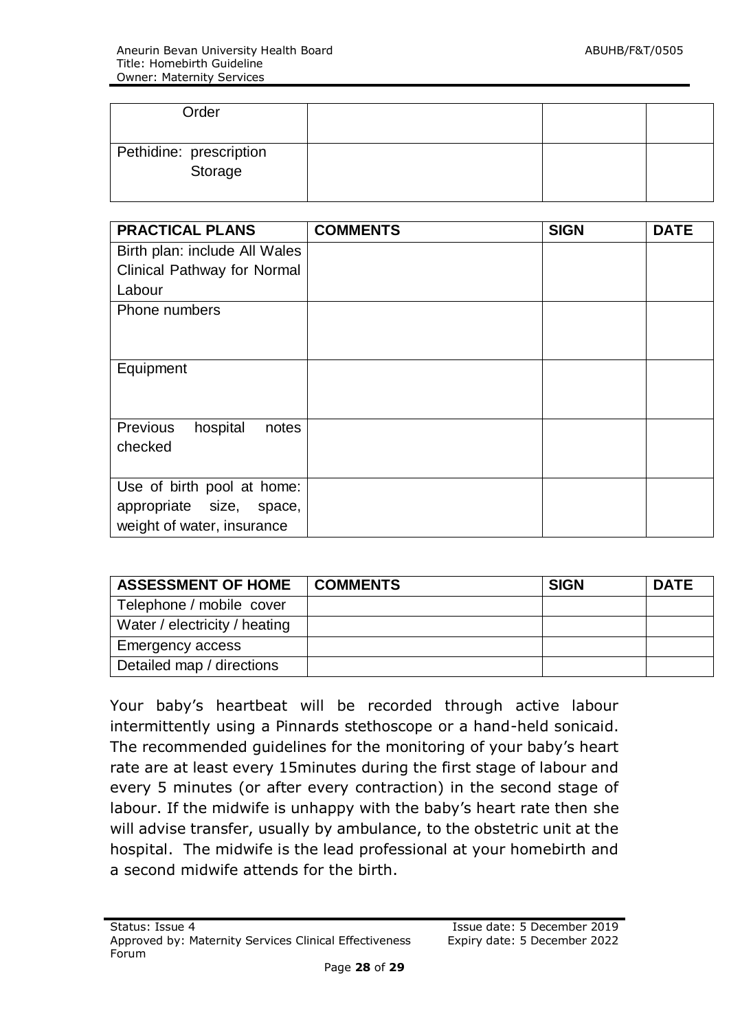| Order | | | |
|---|---|---|---|
| Pethidine: prescription Storage | | | |

| PRACTICAL PLANS | COMMENTS | SIGN | DATE |
|---|---|---|---|
| Birth plan: include All Wales Clinical Pathway for Normal Labour | | | |
| Phone numbers | | | |
| Equipment | | | |
| Previous hospital notes checked | | | |
| Use of birth pool at home: appropriate size, space, weight of water, insurance | | | |

| ASSESSMENT OF HOME | COMMENTS | SIGN | DATE |
|---|---|---|---|
| Telephone / mobile cover | | | |
| Water / electricity / heating | | | |
| Emergency access | | | |
| Detailed map / directions | | | |

Your baby's heartbeat will be recorded through active labour intermittently using a Pinnards stethoscope or a hand-held sonicaid. The recommended guidelines for the monitoring of your baby's heart rate are at least every 15minutes during the first stage of labour and every 5 minutes (or after every contraction) in the second stage of labour. If the midwife is unhappy with the baby's heart rate then she will advise transfer, usually by ambulance, to the obstetric unit at the hospital. The midwife is the lead professional at your homebirth and a second midwife attends for the birth.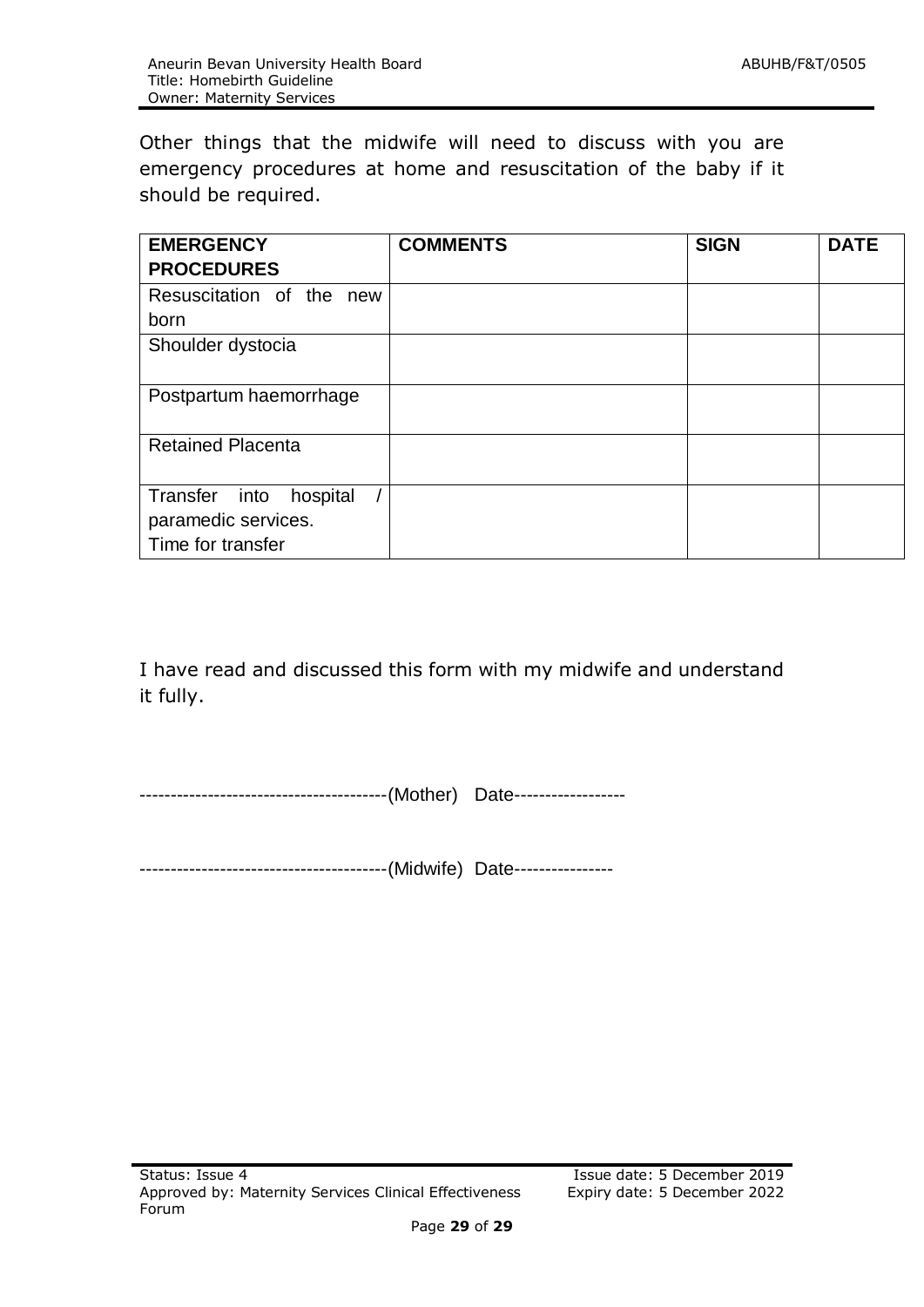Other things that the midwife will need to discuss with you are emergency procedures at home and resuscitation of the baby if it should be required.

| EMERGENCY PROCEDURES | COMMENTS | SIGN | DATE |
|---|---|---|---|
| Resuscitation of the new born | | | |
| Shoulder dystocia | | | |
| Postpartum haemorrhage | | | |
| Retained Placenta | | | |
| Transfer into hospital / paramedic services. Time for transfer | | | |

I have read and discussed this form with my midwife and understand it fully.

----------------------------------------(Mother) Date------------------

----------------------------------------(Midwife) Date----------------